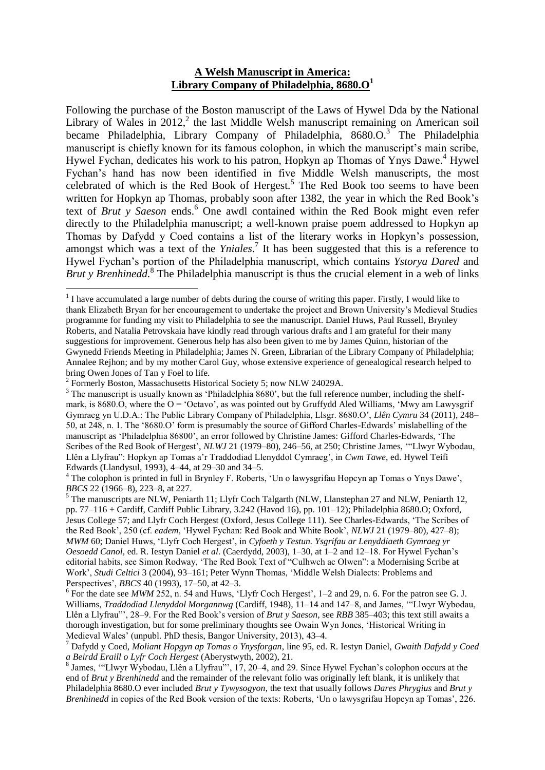# **A Welsh Manuscript in America: Library Company of Philadelphia, 8680.O**[1]

Following the purchase of the Boston manuscript of the Laws of Hywel Dda by the National Library of Wales in 2012,[2] the last Middle Welsh manuscript remaining on American soil became Philadelphia, Library Company of Philadelphia, 8680.O.[3] The Philadelphia manuscript is chiefly known for its famous colophon, in which the manuscript's main scribe, Hywel Fychan, dedicates his work to his patron, Hopkyn ap Thomas of Ynys Dawe.[4] Hywel Fychan's hand has now been identified in five Middle Welsh manuscripts, the most celebrated of which is the Red Book of Hergest.[5] The Red Book too seems to have been written for Hopkyn ap Thomas, probably soon after 1382, the year in which the Red Book's text of *Brut y Saeson* ends.[6] One awdl contained within the Red Book might even refer directly to the Philadelphia manuscript; a well-known praise poem addressed to Hopkyn ap Thomas by Dafydd y Coed contains a list of the literary works in Hopkyn's possession, amongst which was a text of the *Yniales*.[7] It has been suggested that this is a reference to Hywel Fychan's portion of the Philadelphia manuscript, which contains *Ystorya Dared* and *Brut y Brenhinedd*.[8] The Philadelphia manuscript is thus the crucial element in a web of links

---

[1] I have accumulated a large number of debts during the course of writing this paper. Firstly, I would like to thank Elizabeth Bryan for her encouragement to undertake the project and Brown University's Medieval Studies programme for funding my visit to Philadelphia to see the manuscript. Daniel Huws, Paul Russell, Brynley Roberts, and Natalia Petrovskaia have kindly read through various drafts and I am grateful for their many suggestions for improvement. Generous help has also been given to me by James Quinn, historian of the Gwynedd Friends Meeting in Philadelphia; James N. Green, Librarian of the Library Company of Philadelphia; Annalee Rejhon; and by my mother Carol Guy, whose extensive experience of genealogical research helped to bring Owen Jones of Tan y Foel to life.

[2] Formerly Boston, Massachusetts Historical Society 5; now NLW 24029A.

[3] The manuscript is usually known as 'Philadelphia 8680', but the full reference number, including the shelf-mark, is 8680.O, where the O = 'Octavo', as was pointed out by Gruffydd Aled Williams, 'Mwy am Lawysgrif Gymraeg yn U.D.A.: The Public Library Company of Philadelphia, Llsgr. 8680.O', *Llên Cymru* 34 (2011), 248–50, at 248, n. 1. The '8680.O' form is presumably the source of Gifford Charles-Edwards' mislabelling of the manuscript as 'Philadelphia 86800', an error followed by Christine James: Gifford Charles-Edwards, 'The Scribes of the Red Book of Hergest', *NLWJ* 21 (1979–80), 246–56, at 250; Christine James, '"Llwyr Wybodau, Llên a Llyfrau": Hopkyn ap Tomas a'r Traddodiad Llenyddol Cymraeg', in *Cwm Tawe*, ed. Hywel Teifi Edwards (Llandysul, 1993), 4–44, at 29–30 and 34–5.

[4] The colophon is printed in full in Brynley F. Roberts, 'Un o lawysgrifau Hopcyn ap Tomas o Ynys Dawe', *BBCS* 22 (1966–8), 223–8, at 227.

[5] The manuscripts are NLW, Peniarth 11; Llyfr Coch Talgarth (NLW, Llanstephan 27 and NLW, Peniarth 12, pp. 77–116 + Cardiff, Cardiff Public Library, 3.242 (Havod 16), pp. 101–12); Philadelphia 8680.O; Oxford, Jesus College 57; and Llyfr Coch Hergest (Oxford, Jesus College 111). See Charles-Edwards, 'The Scribes of the Red Book', 250 (cf. *eadem*, 'Hywel Fychan: Red Book and White Book', *NLWJ* 21 (1979–80), 427–8); *MWM* 60; Daniel Huws, 'Llyfr Coch Hergest', in *Cyfoeth y Testun. Ysgrifau ar Lenyddiaeth Gymraeg yr Oesoedd Canol*, ed. R. Iestyn Daniel *et al*. (Caerdydd, 2003), 1–30, at 1–2 and 12–18. For Hywel Fychan's editorial habits, see Simon Rodway, 'The Red Book Text of "Culhwch ac Olwen": a Modernising Scribe at Work', *Studi Celtici* 3 (2004), 93–161; Peter Wynn Thomas, 'Middle Welsh Dialects: Problems and Perspectives', *BBCS* 40 (1993), 17–50, at 42–3.

[6] For the date see *MWM* 252, n. 54 and Huws, 'Llyfr Coch Hergest', 1–2 and 29, n. 6. For the patron see G. J. Williams, *Traddodiad Llenyddol Morgannwg* (Cardiff, 1948), 11–14 and 147–8, and James, '"Llwyr Wybodau, Llên a Llyfrau"', 28–9. For the Red Book's version of *Brut y Saeson*, see *RBB* 385–403; this text still awaits a thorough investigation, but for some preliminary thoughts see Owain Wyn Jones, 'Historical Writing in Medieval Wales' (unpubl. PhD thesis, Bangor University, 2013), 43–4.

[7] Dafydd y Coed, *Moliant Hopgyn ap Tomas o Ynysforgan*, line 95, ed. R. Iestyn Daniel, *Gwaith Dafydd y Coed a Beirdd Eraill o Lyfr Coch Hergest* (Aberystwyth, 2002), 21.

[8] James, '"Llwyr Wybodau, Llên a Llyfrau"', 17, 20–4, and 29. Since Hywel Fychan's colophon occurs at the end of *Brut y Brenhinedd* and the remainder of the relevant folio was originally left blank, it is unlikely that Philadelphia 8680.O ever included *Brut y Tywysogyon*, the text that usually follows *Dares Phrygius* and *Brut y Brenhinedd* in copies of the Red Book version of the texts: Roberts, 'Un o lawysgrifau Hopcyn ap Tomas', 226.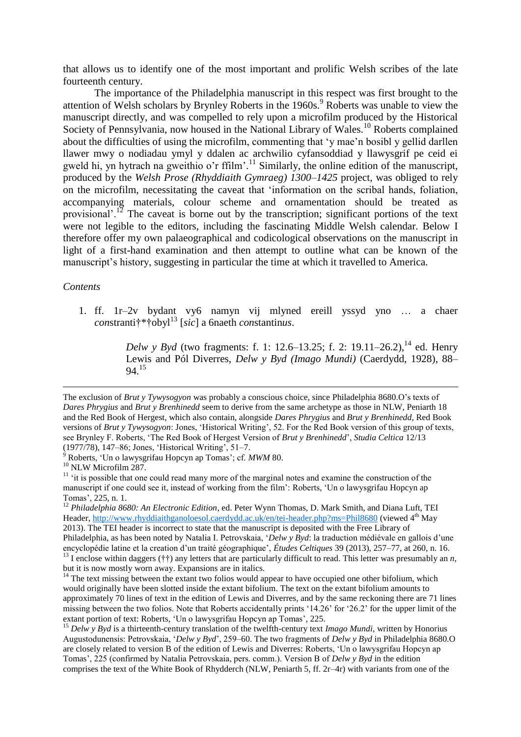that allows us to identify one of the most important and prolific Welsh scribes of the late fourteenth century.

The importance of the Philadelphia manuscript in this respect was first brought to the attention of Welsh scholars by Brynley Roberts in the 1960s.[9] Roberts was unable to view the manuscript directly, and was compelled to rely upon a microfilm produced by the Historical Society of Pennsylvania, now housed in the National Library of Wales.[10] Roberts complained about the difficulties of using the microfilm, commenting that 'y mae'n bosibl y gellid darllen llawer mwy o nodiadau ymyl y ddalen ac archwilio cyfansoddiad y llawysgrif pe ceid ei gweld hi, yn hytrach na gweithio o'r ffilm'.[11] Similarly, the online edition of the manuscript, produced by the *Welsh Prose (Rhyddiaith Gymraeg) 1300–1425* project, was obliged to rely on the microfilm, necessitating the caveat that 'information on the scribal hands, foliation, accompanying materials, colour scheme and ornamentation should be treated as provisional'.[12] The caveat is borne out by the transcription; significant portions of the text were not legible to the editors, including the fascinating Middle Welsh calendar. Below I therefore offer my own palaeographical and codicological observations on the manuscript in light of a first-hand examination and then attempt to outline what can be known of the manuscript's history, suggesting in particular the time at which it travelled to America.

*Contents*

1. ff. 1r–2v bydant vy6 namyn vij mlyned ereill yssyd yno … a chaer *con*stranti†*†obyl[13] [*sic*] a 6naeth *con*stantin*us*.

   > *Delw y Byd* (two fragments: f. 1: 12.6–13.25; f. 2: 19.11–26.2),[14] ed. Henry Lewis and Pól Diverres, *Delw y Byd (Imago Mundi)* (Caerdydd, 1928), 88–94.[15]

---

The exclusion of *Brut y Tywysogyon* was probably a conscious choice, since Philadelphia 8680.O's texts of *Dares Phrygius* and *Brut y Brenhinedd* seem to derive from the same archetype as those in NLW, Peniarth 18 and the Red Book of Hergest, which also contain, alongside *Dares Phrygius* and *Brut y Brenhinedd*, Red Book versions of *Brut y Tywysogyon*: Jones, 'Historical Writing', 52. For the Red Book version of this group of texts, see Brynley F. Roberts, 'The Red Book of Hergest Version of *Brut y Brenhinedd*', *Studia Celtica* 12/13 (1977/78), 147–86; Jones, 'Historical Writing', 51–7.

[9] Roberts, 'Un o lawysgrifau Hopcyn ap Tomas'; cf. *MWM* 80.

[10] NLW Microfilm 287.

[11] 'it is possible that one could read many more of the marginal notes and examine the construction of the manuscript if one could see it, instead of working from the film': Roberts, 'Un o lawysgrifau Hopcyn ap Tomas', 225, n. 1.

[12] *Philadelphia 8680: An Electronic Edition*, ed. Peter Wynn Thomas, D. Mark Smith, and Diana Luft, TEI Header, http://www.rhyddiaithganoloesol.caerdydd.ac.uk/en/tei-header.php?ms=Phil8680 (viewed 4th May 2013). The TEI header is incorrect to state that the manuscript is deposited with the Free Library of Philadelphia, as has been noted by Natalia I. Petrovskaia, '*Delw y Byd*: la traduction médiévale en gallois d'une encyclopédie latine et la creation d'un traité géographique', *Études Celtiques* 39 (2013), 257–77, at 260, n. 16.

[13] I enclose within daggers (††) any letters that are particularly difficult to read. This letter was presumably an *n*, but it is now mostly worn away. Expansions are in italics.

[14] The text missing between the extant two folios would appear to have occupied one other bifolium, which would originally have been slotted inside the extant bifolium. The text on the extant bifolium amounts to approximately 70 lines of text in the edition of Lewis and Diverres, and by the same reckoning there are 71 lines missing between the two folios. Note that Roberts accidentally prints '14.26' for '26.2' for the upper limit of the extant portion of text: Roberts, 'Un o lawysgrifau Hopcyn ap Tomas', 225.

[15] *Delw y Byd* is a thirteenth-century translation of the twelfth-century text *Imago Mundi*, written by Honorius Augustodunensis: Petrovskaia, '*Delw y Byd*', 259–60. The two fragments of *Delw y Byd* in Philadelphia 8680.O are closely related to version B of the edition of Lewis and Diverres: Roberts, 'Un o lawysgrifau Hopcyn ap Tomas', 225 (confirmed by Natalia Petrovskaia, pers. comm.). Version B of *Delw y Byd* in the edition comprises the text of the White Book of Rhydderch (NLW, Peniarth 5, ff. 2r–4r) with variants from one of the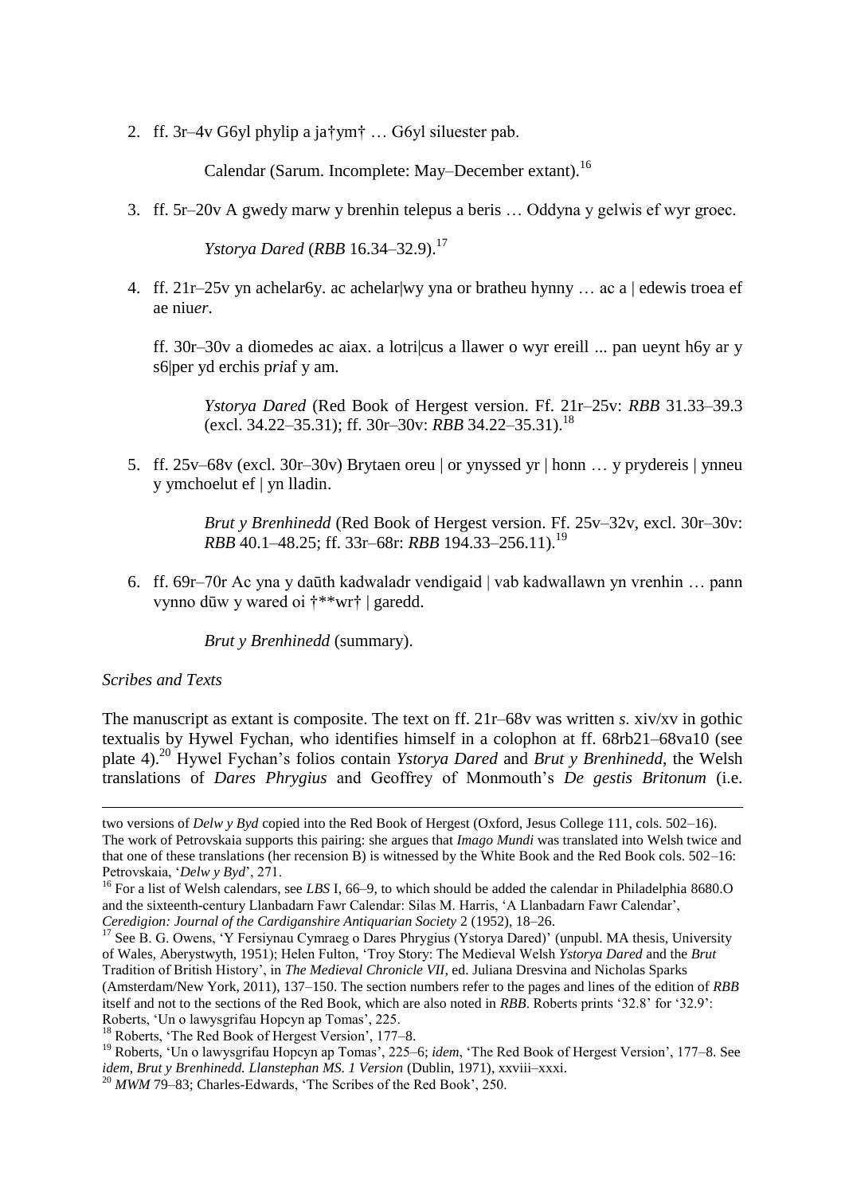2. ff. 3r–4v G6yl phylip a ja†ym† … G6yl siluester pab.

   Calendar (Sarum. Incomplete: May–December extant).[16]

3. ff. 5r–20v A gwedy marw y brenhin telepus a beris … Oddyna y gelwis ef wyr groec.

   *Ystorya Dared* (*RBB* 16.34–32.9).[17]

4. ff. 21r–25v yn achelar6y. ac achelar|wy yna or bratheu hynny … ac a | edewis troea ef ae niu*er*.

   ff. 30r–30v a diomedes ac aiax. a lotri|cus a llawer o wyr ereill ... pan ueynt h6y ar y s6|per yd erchis p*ri*af y am.

   *Ystorya Dared* (Red Book of Hergest version. Ff. 21r–25v: *RBB* 31.33–39.3 (excl. 34.22–35.31); ff. 30r–30v: *RBB* 34.22–35.31).[18]

5. ff. 25v–68v (excl. 30r–30v) Brytaen oreu | or ynyssed yr | honn … y prydereis | ynneu y ymchoelut ef | yn lladin.

   *Brut y Brenhinedd* (Red Book of Hergest version. Ff. 25v–32v, excl. 30r–30v: *RBB* 40.1–48.25; ff. 33r–68r: *RBB* 194.33–256.11).[19]

6. ff. 69r–70r Ac yna y daūth kadwaladr vendigaid | vab kadwallawn yn vrenhin … pann vynno dūw y wared oi †**wr† | garedd.

   *Brut y Brenhinedd* (summary).

*Scribes and Texts*

The manuscript as extant is composite. The text on ff. 21r–68v was written *s.* xiv/xv in gothic textualis by Hywel Fychan, who identifies himself in a colophon at ff. 68rb21–68va10 (see plate 4).[20] Hywel Fychan's folios contain *Ystorya Dared* and *Brut y Brenhinedd*, the Welsh translations of *Dares Phrygius* and Geoffrey of Monmouth's *De gestis Britonum* (i.e.

---

two versions of *Delw y Byd* copied into the Red Book of Hergest (Oxford, Jesus College 111, cols. 502–16). The work of Petrovskaia supports this pairing: she argues that *Imago Mundi* was translated into Welsh twice and that one of these translations (her recension B) is witnessed by the White Book and the Red Book cols. 502–16: Petrovskaia, '*Delw y Byd*', 271.

[16] For a list of Welsh calendars, see *LBS* I, 66–9, to which should be added the calendar in Philadelphia 8680.O and the sixteenth-century Llanbadarn Fawr Calendar: Silas M. Harris, 'A Llanbadarn Fawr Calendar', *Ceredigion: Journal of the Cardiganshire Antiquarian Society* 2 (1952), 18–26.

[17] See B. G. Owens, 'Y Fersiynau Cymraeg o Dares Phrygius (Ystorya Dared)' (unpubl. MA thesis, University of Wales, Aberystwyth, 1951); Helen Fulton, 'Troy Story: The Medieval Welsh *Ystorya Dared* and the *Brut* Tradition of British History', in *The Medieval Chronicle VII*, ed. Juliana Dresvina and Nicholas Sparks (Amsterdam/New York, 2011), 137–150. The section numbers refer to the pages and lines of the edition of *RBB* itself and not to the sections of the Red Book, which are also noted in *RBB*. Roberts prints '32.8' for '32.9': Roberts, 'Un o lawysgrifau Hopcyn ap Tomas', 225.

[18] Roberts, 'The Red Book of Hergest Version', 177–8.

[19] Roberts, 'Un o lawysgrifau Hopcyn ap Tomas', 225–6; *idem*, 'The Red Book of Hergest Version', 177–8. See *idem*, *Brut y Brenhinedd. Llanstephan MS. 1 Version* (Dublin, 1971), xxviii–xxxi.

[20] *MWM* 79–83; Charles-Edwards, 'The Scribes of the Red Book', 250.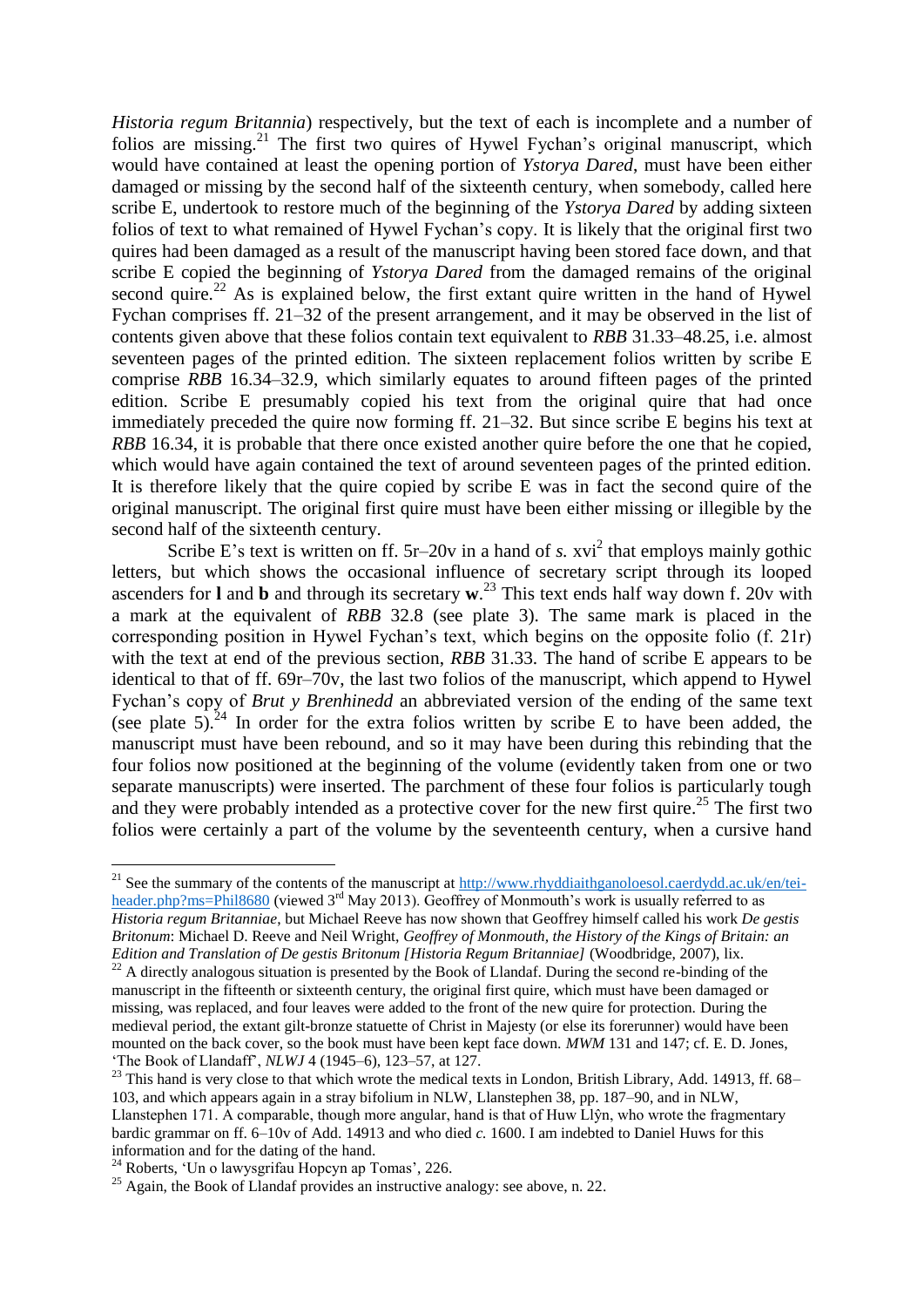*Historia regum Britannia*) respectively, but the text of each is incomplete and a number of folios are missing.[21] The first two quires of Hywel Fychan's original manuscript, which would have contained at least the opening portion of *Ystorya Dared*, must have been either damaged or missing by the second half of the sixteenth century, when somebody, called here scribe E, undertook to restore much of the beginning of the *Ystorya Dared* by adding sixteen folios of text to what remained of Hywel Fychan's copy. It is likely that the original first two quires had been damaged as a result of the manuscript having been stored face down, and that scribe E copied the beginning of *Ystorya Dared* from the damaged remains of the original second quire.[22] As is explained below, the first extant quire written in the hand of Hywel Fychan comprises ff. 21–32 of the present arrangement, and it may be observed in the list of contents given above that these folios contain text equivalent to *RBB* 31.33–48.25, i.e. almost seventeen pages of the printed edition. The sixteen replacement folios written by scribe E comprise *RBB* 16.34–32.9, which similarly equates to around fifteen pages of the printed edition. Scribe E presumably copied his text from the original quire that had once immediately preceded the quire now forming ff. 21–32. But since scribe E begins his text at *RBB* 16.34, it is probable that there once existed another quire before the one that he copied, which would have again contained the text of around seventeen pages of the printed edition. It is therefore likely that the quire copied by scribe E was in fact the second quire of the original manuscript. The original first quire must have been either missing or illegible by the second half of the sixteenth century.

Scribe E's text is written on ff. 5r–20v in a hand of *s.* xvi$^{2}$ that employs mainly gothic letters, but which shows the occasional influence of secretary script through its looped ascenders for **l** and **b** and through its secretary **w**.[23] This text ends half way down f. 20v with a mark at the equivalent of *RBB* 32.8 (see plate 3). The same mark is placed in the corresponding position in Hywel Fychan's text, which begins on the opposite folio (f. 21r) with the text at end of the previous section, *RBB* 31.33. The hand of scribe E appears to be identical to that of ff. 69r–70v, the last two folios of the manuscript, which append to Hywel Fychan's copy of *Brut y Brenhinedd* an abbreviated version of the ending of the same text (see plate 5).[24] In order for the extra folios written by scribe E to have been added, the manuscript must have been rebound, and so it may have been during this rebinding that the four folios now positioned at the beginning of the volume (evidently taken from one or two separate manuscripts) were inserted. The parchment of these four folios is particularly tough and they were probably intended as a protective cover for the new first quire.[25] The first two folios were certainly a part of the volume by the seventeenth century, when a cursive hand

---

[21] See the summary of the contents of the manuscript at http://www.rhyddiaithganoloesol.caerdydd.ac.uk/en/tei-header.php?ms=Phil8680 (viewed 3rd May 2013). Geoffrey of Monmouth's work is usually referred to as *Historia regum Britanniae*, but Michael Reeve has now shown that Geoffrey himself called his work *De gestis Britonum*: Michael D. Reeve and Neil Wright, *Geoffrey of Monmouth, the History of the Kings of Britain: an Edition and Translation of De gestis Britonum [Historia Regum Britanniae]* (Woodbridge, 2007), lix.

[22] A directly analogous situation is presented by the Book of Llandaf. During the second re-binding of the manuscript in the fifteenth or sixteenth century, the original first quire, which must have been damaged or missing, was replaced, and four leaves were added to the front of the new quire for protection. During the medieval period, the extant gilt-bronze statuette of Christ in Majesty (or else its forerunner) would have been mounted on the back cover, so the book must have been kept face down. *MWM* 131 and 147; cf. E. D. Jones, 'The Book of Llandaff', *NLWJ* 4 (1945–6), 123–57, at 127.

[23] This hand is very close to that which wrote the medical texts in London, British Library, Add. 14913, ff. 68–103, and which appears again in a stray bifolium in NLW, Llanstephen 38, pp. 187–90, and in NLW, Llanstephen 171. A comparable, though more angular, hand is that of Huw Llŷn, who wrote the fragmentary bardic grammar on ff. 6–10v of Add. 14913 and who died *c.* 1600. I am indebted to Daniel Huws for this information and for the dating of the hand.

[24] Roberts, 'Un o lawysgrifau Hopcyn ap Tomas', 226.

[25] Again, the Book of Llandaf provides an instructive analogy: see above, n. 22.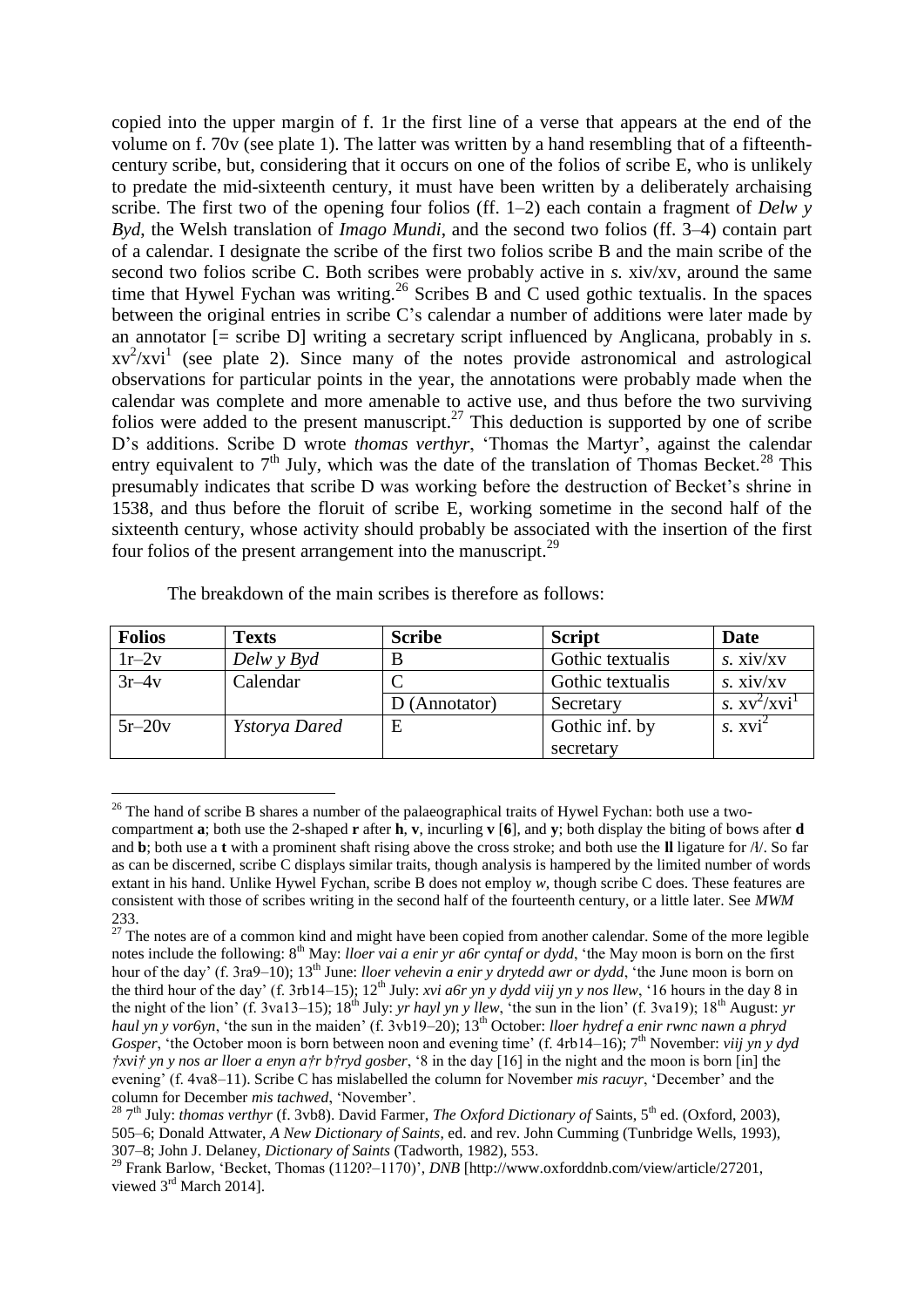copied into the upper margin of f. 1r the first line of a verse that appears at the end of the volume on f. 70v (see plate 1). The latter was written by a hand resembling that of a fifteenth-century scribe, but, considering that it occurs on one of the folios of scribe E, who is unlikely to predate the mid-sixteenth century, it must have been written by a deliberately archaising scribe. The first two of the opening four folios (ff. 1–2) each contain a fragment of *Delw y Byd*, the Welsh translation of *Imago Mundi*, and the second two folios (ff. 3–4) contain part of a calendar. I designate the scribe of the first two folios scribe B and the main scribe of the second two folios scribe C. Both scribes were probably active in *s.* xiv/xv, around the same time that Hywel Fychan was writing.[26] Scribes B and C used gothic textualis. In the spaces between the original entries in scribe C's calendar a number of additions were later made by an annotator [= scribe D] writing a secretary script influenced by Anglicana, probably in *s.* $xv^2/xvi^1$ (see plate 2). Since many of the notes provide astronomical and astrological observations for particular points in the year, the annotations were probably made when the calendar was complete and more amenable to active use, and thus before the two surviving folios were added to the present manuscript.[27] This deduction is supported by one of scribe D's additions. Scribe D wrote *thomas verthyr*, 'Thomas the Martyr', against the calendar entry equivalent to 7th July, which was the date of the translation of Thomas Becket.[28] This presumably indicates that scribe D was working before the destruction of Becket's shrine in 1538, and thus before the floruit of scribe E, working sometime in the second half of the sixteenth century, whose activity should probably be associated with the insertion of the first four folios of the present arrangement into the manuscript.[29]

The breakdown of the main scribes is therefore as follows:

| **Folios** | **Texts** | **Scribe** | **Script** | **Date** |
|---|---|---|---|---|
| 1r–2v | *Delw y Byd* | B | Gothic textualis | *s.* xiv/xv |
| 3r–4v | Calendar | C | Gothic textualis | *s.* xiv/xv |
| | | D (Annotator) | Secretary | *s.* $xv^2/xvi^1$ |
| 5r–20v | *Ystorya Dared* | E | Gothic inf. by secretary | *s.* $xvi^2$ |

[26] The hand of scribe B shares a number of the palaeographical traits of Hywel Fychan: both use a two-compartment **a**; both use the 2-shaped **r** after **h**, **v**, incurling **v** [**6**], and **y**; both display the biting of bows after **d** and **b**; both use a **t** with a prominent shaft rising above the cross stroke; and both use the **ll** ligature for /ɬ/. So far as can be discerned, scribe C displays similar traits, though analysis is hampered by the limited number of words extant in his hand. Unlike Hywel Fychan, scribe B does not employ *w*, though scribe C does. These features are consistent with those of scribes writing in the second half of the fourteenth century, or a little later. See *MWM* 233.

[27] The notes are of a common kind and might have been copied from another calendar. Some of the more legible notes include the following: 8th May: *lloer vai a enir yr a6r cyntaf or dydd*, 'the May moon is born on the first hour of the day' (f. 3ra9–10); 13th June: *lloer vehevin a enir y drytedd awr or dydd*, 'the June moon is born on the third hour of the day' (f. 3rb14–15); 12th July: *xvi a6r yn y dydd viij yn y nos llew*, '16 hours in the day 8 in the night of the lion' (f. 3va13–15); 18th July: *yr hayl yn y llew*, 'the sun in the lion' (f. 3va19); 18th August: *yr haul yn y vor6yn*, 'the sun in the maiden' (f. 3vb19–20); 13th October: *lloer hydref a enir rwnc nawn a phryd Gosper*, 'the October moon is born between noon and evening time' (f. 4rb14–16); 7th November: *viij yn y dyd †xvi† yn y nos ar lloer a enyn a†r b†ryd gosber*, '8 in the day [16] in the night and the moon is born [in] the evening' (f. 4va8–11). Scribe C has mislabelled the column for November *mis racuyr*, 'December' and the column for December *mis tachwed*, 'November'.

[28] 7th July: *thomas verthyr* (f. 3vb8). David Farmer, *The Oxford Dictionary of* Saints, 5th ed. (Oxford, 2003), 505–6; Donald Attwater, *A New Dictionary of Saints*, ed. and rev. John Cumming (Tunbridge Wells, 1993), 307–8; John J. Delaney, *Dictionary of Saints* (Tadworth, 1982), 553.

[29] Frank Barlow, 'Becket, Thomas (1120?–1170)', *DNB* [http://www.oxforddnb.com/view/article/27201, viewed 3rd March 2014].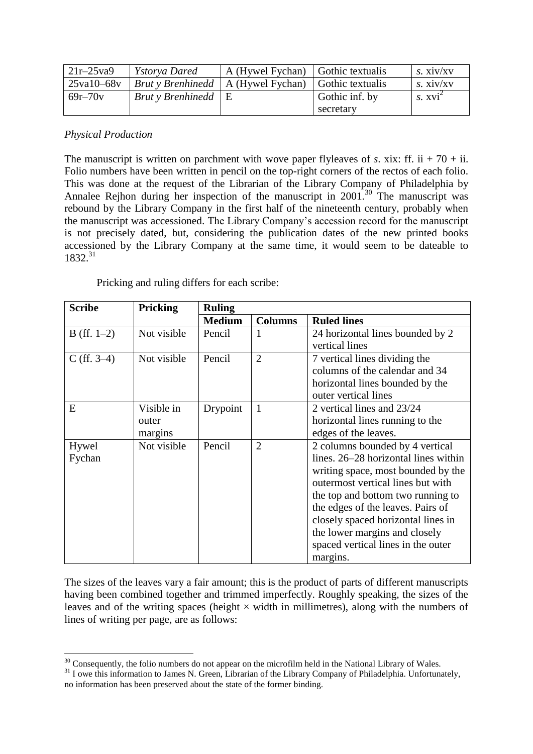| 21r–25va9 | *Ystorya Dared* | A (Hywel Fychan) | Gothic textualis | *s.* xiv/xv |
|---|---|---|---|---|
| 25va10–68v | *Brut y Brenhinedd* | A (Hywel Fychan) | Gothic textualis | *s.* xiv/xv |
| 69r–70v | *Brut y Brenhinedd* | E | Gothic inf. by secretary | *s.* xvi$^2$ |

*Physical Production*

The manuscript is written on parchment with wove paper flyleaves of *s*. xix: ff. ii + 70 + ii. Folio numbers have been written in pencil on the top-right corners of the rectos of each folio. This was done at the request of the Librarian of the Library Company of Philadelphia by Annalee Rejhon during her inspection of the manuscript in 2001.[30] The manuscript was rebound by the Library Company in the first half of the nineteenth century, probably when the manuscript was accessioned. The Library Company's accession record for the manuscript is not precisely dated, but, considering the publication dates of the new printed books accessioned by the Library Company at the same time, it would seem to be dateable to 1832.[31]

Pricking and ruling differs for each scribe:

| Scribe | Pricking | Ruling | | |
|---|---|---|---|---|
| | | Medium | Columns | Ruled lines |
| B (ff. 1–2) | Not visible | Pencil | 1 | 24 horizontal lines bounded by 2 vertical lines |
| C (ff. 3–4) | Not visible | Pencil | 2 | 7 vertical lines dividing the columns of the calendar and 34 horizontal lines bounded by the outer vertical lines |
| E | Visible in outer margins | Drypoint | 1 | 2 vertical lines and 23/24 horizontal lines running to the edges of the leaves. |
| Hywel Fychan | Not visible | Pencil | 2 | 2 columns bounded by 4 vertical lines. 26–28 horizontal lines within writing space, most bounded by the outermost vertical lines but with the top and bottom two running to the edges of the leaves. Pairs of closely spaced horizontal lines in the lower margins and closely spaced vertical lines in the outer margins. |

The sizes of the leaves vary a fair amount; this is the product of parts of different manuscripts having been combined together and trimmed imperfectly. Roughly speaking, the sizes of the leaves and of the writing spaces (height × width in millimetres), along with the numbers of lines of writing per page, are as follows:

[30] Consequently, the folio numbers do not appear on the microfilm held in the National Library of Wales.

[31] I owe this information to James N. Green, Librarian of the Library Company of Philadelphia. Unfortunately, no information has been preserved about the state of the former binding.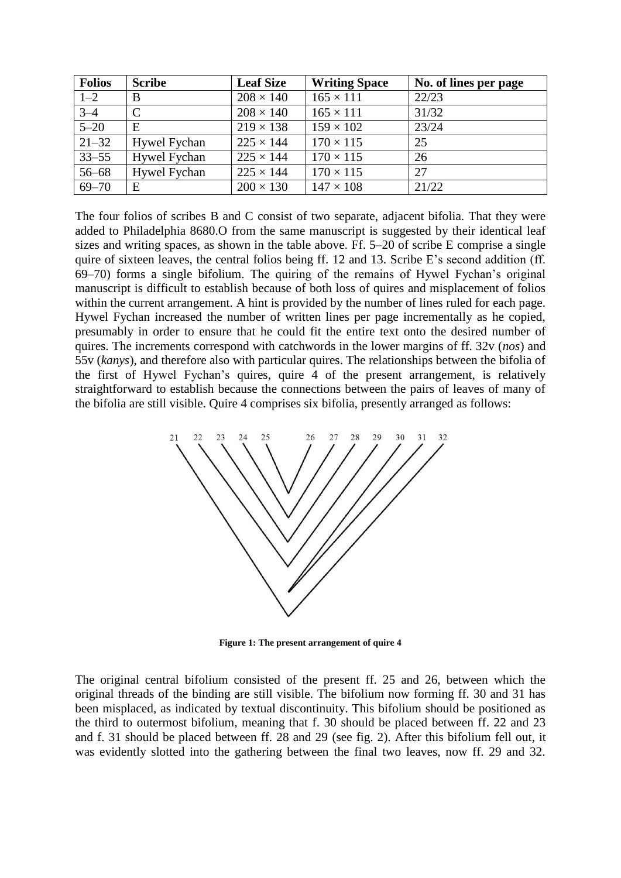| Folios | Scribe | Leaf Size | Writing Space | No. of lines per page |
| --- | --- | --- | --- | --- |
| 1–2 | B | 208 × 140 | 165 × 111 | 22/23 |
| 3–4 | C | 208 × 140 | 165 × 111 | 31/32 |
| 5–20 | E | 219 × 138 | 159 × 102 | 23/24 |
| 21–32 | Hywel Fychan | 225 × 144 | 170 × 115 | 25 |
| 33–55 | Hywel Fychan | 225 × 144 | 170 × 115 | 26 |
| 56–68 | Hywel Fychan | 225 × 144 | 170 × 115 | 27 |
| 69–70 | E | 200 × 130 | 147 × 108 | 21/22 |

The four folios of scribes B and C consist of two separate, adjacent bifolia. That they were added to Philadelphia 8680.O from the same manuscript is suggested by their identical leaf sizes and writing spaces, as shown in the table above. Ff. 5–20 of scribe E comprise a single quire of sixteen leaves, the central folios being ff. 12 and 13. Scribe E's second addition (ff. 69–70) forms a single bifolium. The quiring of the remains of Hywel Fychan's original manuscript is difficult to establish because of both loss of quires and misplacement of folios within the current arrangement. A hint is provided by the number of lines ruled for each page. Hywel Fychan increased the number of written lines per page incrementally as he copied, presumably in order to ensure that he could fit the entire text onto the desired number of quires. The increments correspond with catchwords in the lower margins of ff. 32v (*nos*) and 55v (*kanys*), and therefore also with particular quires. The relationships between the bifolia of the first of Hywel Fychan's quires, quire 4 of the present arrangement, is relatively straightforward to establish because the connections between the pairs of leaves of many of the bifolia are still visible. Quire 4 comprises six bifolia, presently arranged as follows:

**Figure 1: The present arrangement of quire 4**

The original central bifolium consisted of the present ff. 25 and 26, between which the original threads of the binding are still visible. The bifolium now forming ff. 30 and 31 has been misplaced, as indicated by textual discontinuity. This bifolium should be positioned as the third to outermost bifolium, meaning that f. 30 should be placed between ff. 22 and 23 and f. 31 should be placed between ff. 28 and 29 (see fig. 2). After this bifolium fell out, it was evidently slotted into the gathering between the final two leaves, now ff. 29 and 32.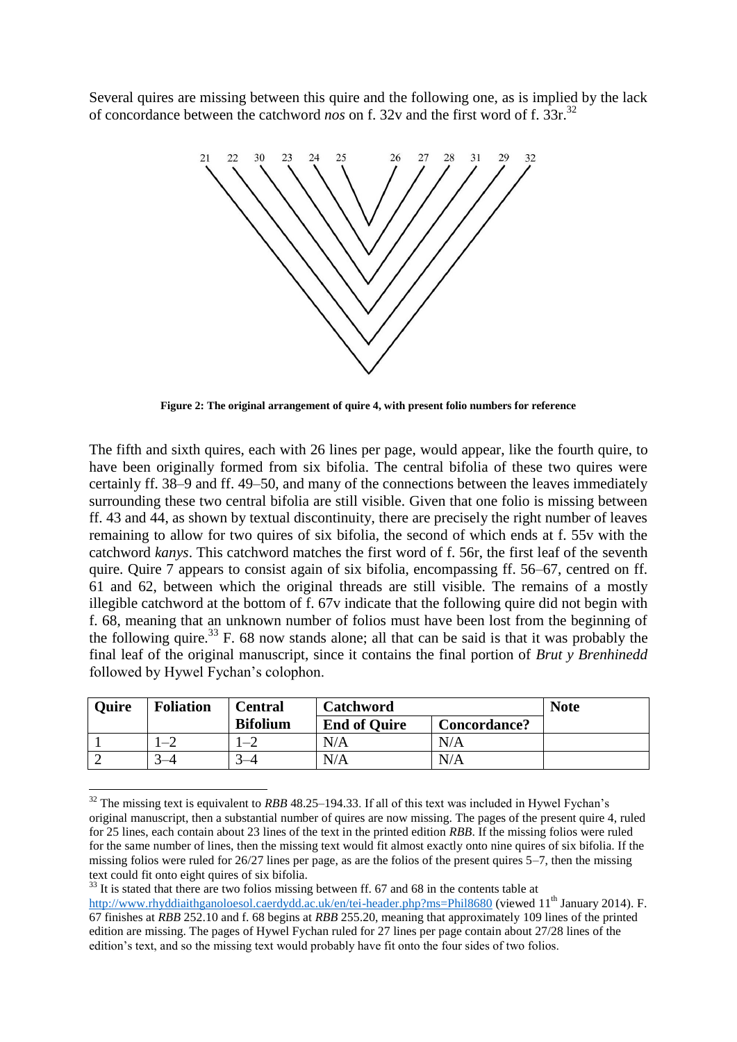Several quires are missing between this quire and the following one, as is implied by the lack of concordance between the catchword *nos* on f. 32v and the first word of f. 33r.[32]

**Figure 2: The original arrangement of quire 4, with present folio numbers for reference**

The fifth and sixth quires, each with 26 lines per page, would appear, like the fourth quire, to have been originally formed from six bifolia. The central bifolia of these two quires were certainly ff. 38–9 and ff. 49–50, and many of the connections between the leaves immediately surrounding these two central bifolia are still visible. Given that one folio is missing between ff. 43 and 44, as shown by textual discontinuity, there are precisely the right number of leaves remaining to allow for two quires of six bifolia, the second of which ends at f. 55v with the catchword *kanys*. This catchword matches the first word of f. 56r, the first leaf of the seventh quire. Quire 7 appears to consist again of six bifolia, encompassing ff. 56–67, centred on ff. 61 and 62, between which the original threads are still visible. The remains of a mostly illegible catchword at the bottom of f. 67v indicate that the following quire did not begin with f. 68, meaning that an unknown number of folios must have been lost from the beginning of the following quire.[33] F. 68 now stands alone; all that can be said is that it was probably the final leaf of the original manuscript, since it contains the final portion of *Brut y Brenhinedd* followed by Hywel Fychan's colophon.

| Quire | Foliation | Central Bifolium | Catchword | | Note |
|---|---|---|---|---|---|
| | | | End of Quire | Concordance? | |
| 1 | 1–2 | 1–2 | N/A | N/A | |
| 2 | 3–4 | 3–4 | N/A | N/A | |

[32] The missing text is equivalent to *RBB* 48.25–194.33. If all of this text was included in Hywel Fychan's original manuscript, then a substantial number of quires are now missing. The pages of the present quire 4, ruled for 25 lines, each contain about 23 lines of the text in the printed edition *RBB*. If the missing folios were ruled for the same number of lines, then the missing text would fit almost exactly onto nine quires of six bifolia. If the missing folios were ruled for 26/27 lines per page, as are the folios of the present quires 5–7, then the missing text could fit onto eight quires of six bifolia.

[33] It is stated that there are two folios missing between ff. 67 and 68 in the contents table at http://www.rhyddiaithganoloesol.caerdydd.ac.uk/en/tei-header.php?ms=Phil8680 (viewed 11th January 2014). F. 67 finishes at *RBB* 252.10 and f. 68 begins at *RBB* 255.20, meaning that approximately 109 lines of the printed edition are missing. The pages of Hywel Fychan ruled for 27 lines per page contain about 27/28 lines of the edition's text, and so the missing text would probably have fit onto the four sides of two folios.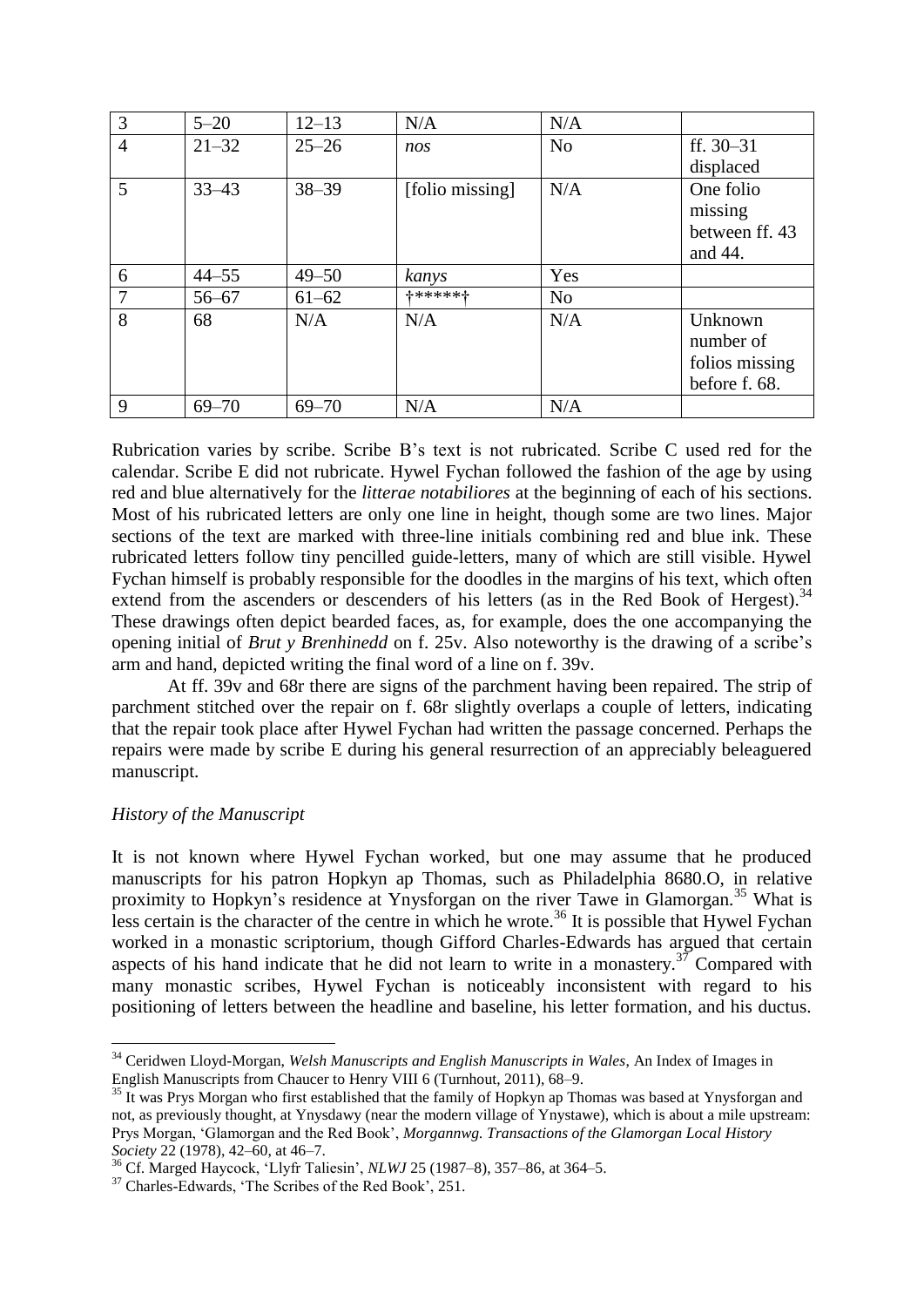| 3 | 5–20 | 12–13 | N/A | N/A | |
|---|---|---|---|---|---|
| 4 | 21–32 | 25–26 | *nos* | No | ff. 30–31 displaced |
| 5 | 33–43 | 38–39 | [folio missing] | N/A | One folio missing between ff. 43 and 44. |
| 6 | 44–55 | 49–50 | *kanys* | Yes | |
| 7 | 56–67 | 61–62 | †*****† | No | |
| 8 | 68 | N/A | N/A | N/A | Unknown number of folios missing before f. 68. |
| 9 | 69–70 | 69–70 | N/A | N/A | |

Rubrication varies by scribe. Scribe B's text is not rubricated. Scribe C used red for the calendar. Scribe E did not rubricate. Hywel Fychan followed the fashion of the age by using red and blue alternatively for the *litterae notabiliores* at the beginning of each of his sections. Most of his rubricated letters are only one line in height, though some are two lines. Major sections of the text are marked with three-line initials combining red and blue ink. These rubricated letters follow tiny pencilled guide-letters, many of which are still visible. Hywel Fychan himself is probably responsible for the doodles in the margins of his text, which often extend from the ascenders or descenders of his letters (as in the Red Book of Hergest).[34] These drawings often depict bearded faces, as, for example, does the one accompanying the opening initial of *Brut y Brenhinedd* on f. 25v. Also noteworthy is the drawing of a scribe's arm and hand, depicted writing the final word of a line on f. 39v.

At ff. 39v and 68r there are signs of the parchment having been repaired. The strip of parchment stitched over the repair on f. 68r slightly overlaps a couple of letters, indicating that the repair took place after Hywel Fychan had written the passage concerned. Perhaps the repairs were made by scribe E during his general resurrection of an appreciably beleaguered manuscript.

*History of the Manuscript*

It is not known where Hywel Fychan worked, but one may assume that he produced manuscripts for his patron Hopkyn ap Thomas, such as Philadelphia 8680.O, in relative proximity to Hopkyn's residence at Ynysforgan on the river Tawe in Glamorgan.[35] What is less certain is the character of the centre in which he wrote.[36] It is possible that Hywel Fychan worked in a monastic scriptorium, though Gifford Charles-Edwards has argued that certain aspects of his hand indicate that he did not learn to write in a monastery.[37] Compared with many monastic scribes, Hywel Fychan is noticeably inconsistent with regard to his positioning of letters between the headline and baseline, his letter formation, and his ductus.

[34] Ceridwen Lloyd-Morgan, *Welsh Manuscripts and English Manuscripts in Wales*, An Index of Images in English Manuscripts from Chaucer to Henry VIII 6 (Turnhout, 2011), 68–9.

[35] It was Prys Morgan who first established that the family of Hopkyn ap Thomas was based at Ynysforgan and not, as previously thought, at Ynysdawy (near the modern village of Ynystawe), which is about a mile upstream: Prys Morgan, 'Glamorgan and the Red Book', *Morgannwg. Transactions of the Glamorgan Local History Society* 22 (1978), 42–60, at 46–7.

[36] Cf. Marged Haycock, 'Llyfr Taliesin', *NLWJ* 25 (1987–8), 357–86, at 364–5.

[37] Charles-Edwards, 'The Scribes of the Red Book', 251.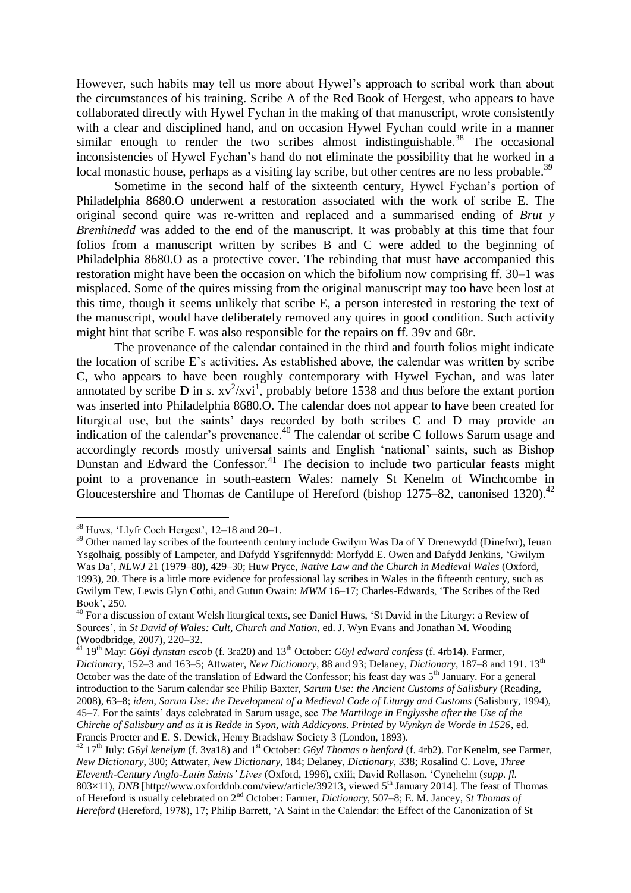However, such habits may tell us more about Hywel's approach to scribal work than about the circumstances of his training. Scribe A of the Red Book of Hergest, who appears to have collaborated directly with Hywel Fychan in the making of that manuscript, wrote consistently with a clear and disciplined hand, and on occasion Hywel Fychan could write in a manner similar enough to render the two scribes almost indistinguishable.[38] The occasional inconsistencies of Hywel Fychan's hand do not eliminate the possibility that he worked in a local monastic house, perhaps as a visiting lay scribe, but other centres are no less probable.[39]

Sometime in the second half of the sixteenth century, Hywel Fychan's portion of Philadelphia 8680.O underwent a restoration associated with the work of scribe E. The original second quire was re-written and replaced and a summarised ending of *Brut y Brenhinedd* was added to the end of the manuscript. It was probably at this time that four folios from a manuscript written by scribes B and C were added to the beginning of Philadelphia 8680.O as a protective cover. The rebinding that must have accompanied this restoration might have been the occasion on which the bifolium now comprising ff. 30–1 was misplaced. Some of the quires missing from the original manuscript may too have been lost at this time, though it seems unlikely that scribe E, a person interested in restoring the text of the manuscript, would have deliberately removed any quires in good condition. Such activity might hint that scribe E was also responsible for the repairs on ff. 39v and 68r.

The provenance of the calendar contained in the third and fourth folios might indicate the location of scribe E's activities. As established above, the calendar was written by scribe C, who appears to have been roughly contemporary with Hywel Fychan, and was later annotated by scribe D in *s.* $xv^2/xvi^1$, probably before 1538 and thus before the extant portion was inserted into Philadelphia 8680.O. The calendar does not appear to have been created for liturgical use, but the saints' days recorded by both scribes C and D may provide an indication of the calendar's provenance.[40] The calendar of scribe C follows Sarum usage and accordingly records mostly universal saints and English 'national' saints, such as Bishop Dunstan and Edward the Confessor.[41] The decision to include two particular feasts might point to a provenance in south-eastern Wales: namely St Kenelm of Winchcombe in Gloucestershire and Thomas de Cantilupe of Hereford (bishop 1275–82, canonised 1320).[42]

---

[38] Huws, 'Llyfr Coch Hergest', 12–18 and 20–1.

[39] Other named lay scribes of the fourteenth century include Gwilym Was Da of Y Drenewydd (Dinefwr), Ieuan Ysgolhaig, possibly of Lampeter, and Dafydd Ysgrifennydd: Morfydd E. Owen and Dafydd Jenkins, 'Gwilym Was Da', *NLWJ* 21 (1979–80), 429–30; Huw Pryce, *Native Law and the Church in Medieval Wales* (Oxford, 1993), 20. There is a little more evidence for professional lay scribes in Wales in the fifteenth century, such as Gwilym Tew, Lewis Glyn Cothi, and Gutun Owain: *MWM* 16–17; Charles-Edwards, 'The Scribes of the Red Book', 250.

[40] For a discussion of extant Welsh liturgical texts, see Daniel Huws, 'St David in the Liturgy: a Review of Sources', in *St David of Wales: Cult, Church and Nation*, ed. J. Wyn Evans and Jonathan M. Wooding (Woodbridge, 2007), 220–32.

[41] 19th May: *G6yl dynstan escob* (f. 3ra20) and 13th October: *G6yl edward confess* (f. 4rb14). Farmer, *Dictionary*, 152–3 and 163–5; Attwater, *New Dictionary*, 88 and 93; Delaney, *Dictionary*, 187–8 and 191. 13th October was the date of the translation of Edward the Confessor; his feast day was 5th January. For a general introduction to the Sarum calendar see Philip Baxter, *Sarum Use: the Ancient Customs of Salisbury* (Reading, 2008), 63–8; *idem*, *Sarum Use: the Development of a Medieval Code of Liturgy and Customs* (Salisbury, 1994), 45–7. For the saints' days celebrated in Sarum usage, see *The Martiloge in Englysshe after the Use of the Chirche of Salisbury and as it is Redde in Syon, with Addicyons. Printed by Wynkyn de Worde in 1526*, ed. Francis Procter and E. S. Dewick, Henry Bradshaw Society 3 (London, 1893).

[42] 17th July: *G6yl kenelym* (f. 3va18) and 1st October: *G6yl Thomas o henford* (f. 4rb2). For Kenelm, see Farmer, *New Dictionary*, 300; Attwater, *New Dictionary*, 184; Delaney, *Dictionary*, 338; Rosalind C. Love, *Three Eleventh-Century Anglo-Latin Saints' Lives* (Oxford, 1996), cxiii; David Rollason, 'Cynehelm (*supp. fl.* 803×11), *DNB* [http://www.oxforddnb.com/view/article/39213, viewed 5th January 2014]. The feast of Thomas of Hereford is usually celebrated on 2nd October: Farmer, *Dictionary*, 507–8; E. M. Jancey, *St Thomas of Hereford* (Hereford, 1978), 17; Philip Barrett, 'A Saint in the Calendar: the Effect of the Canonization of St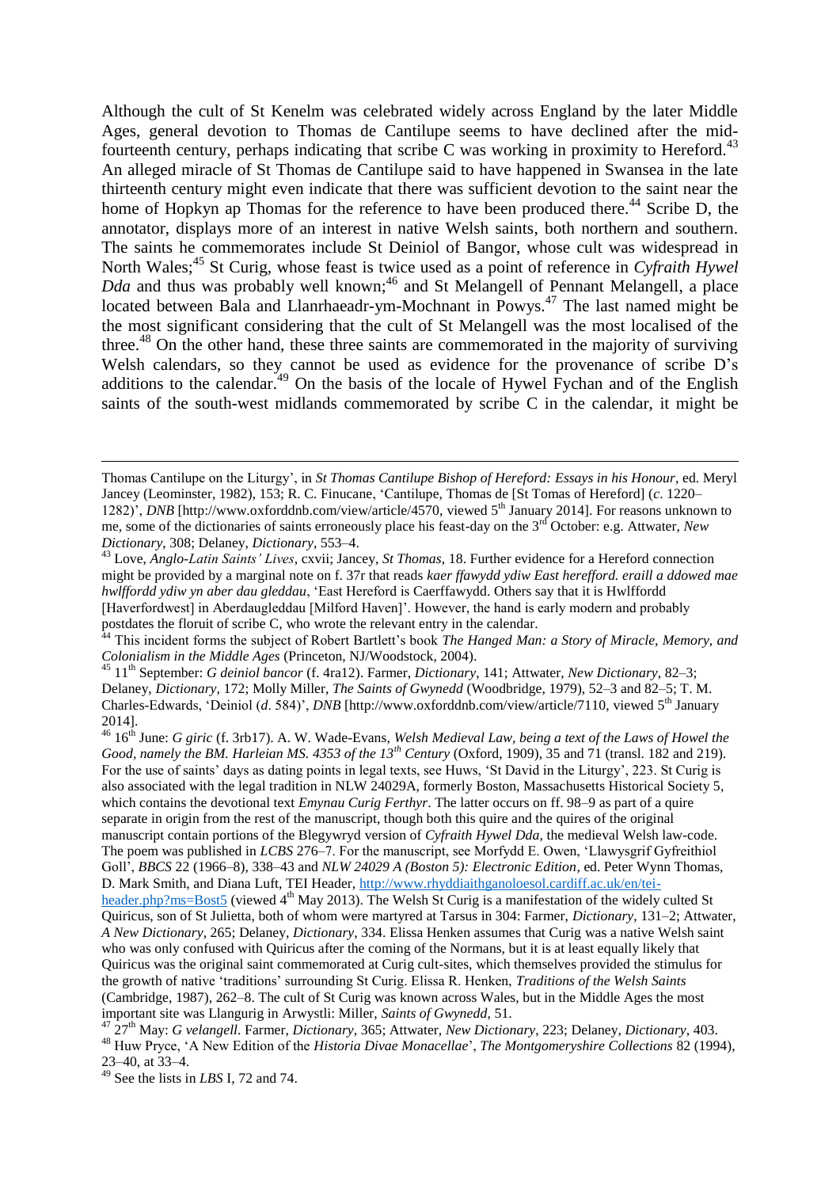Although the cult of St Kenelm was celebrated widely across England by the later Middle Ages, general devotion to Thomas de Cantilupe seems to have declined after the mid-fourteenth century, perhaps indicating that scribe C was working in proximity to Hereford.[43] An alleged miracle of St Thomas de Cantilupe said to have happened in Swansea in the late thirteenth century might even indicate that there was sufficient devotion to the saint near the home of Hopkyn ap Thomas for the reference to have been produced there.[44] Scribe D, the annotator, displays more of an interest in native Welsh saints, both northern and southern. The saints he commemorates include St Deiniol of Bangor, whose cult was widespread in North Wales;[45] St Curig, whose feast is twice used as a point of reference in *Cyfraith Hywel Dda* and thus was probably well known;[46] and St Melangell of Pennant Melangell, a place located between Bala and Llanrhaeadr-ym-Mochnant in Powys.[47] The last named might be the most significant considering that the cult of St Melangell was the most localised of the three.[48] On the other hand, these three saints are commemorated in the majority of surviving Welsh calendars, so they cannot be used as evidence for the provenance of scribe D's additions to the calendar.[49] On the basis of the locale of Hywel Fychan and of the English saints of the south-west midlands commemorated by scribe C in the calendar, it might be

---

Thomas Cantilupe on the Liturgy', in *St Thomas Cantilupe Bishop of Hereford: Essays in his Honour*, ed. Meryl Jancey (Leominster, 1982), 153; R. C. Finucane, 'Cantilupe, Thomas de [St Tomas of Hereford] (*c*. 1220–1282)', *DNB* [http://www.oxforddnb.com/view/article/4570, viewed 5th January 2014]. For reasons unknown to me, some of the dictionaries of saints erroneously place his feast-day on the 3rd October: e.g. Attwater, *New Dictionary*, 308; Delaney, *Dictionary*, 553–4.

[43] Love, *Anglo-Latin Saints' Lives*, cxvii; Jancey, *St Thomas*, 18. Further evidence for a Hereford connection might be provided by a marginal note on f. 37r that reads *kaer ffawydd ydiw East herefford. eraill a ddowed mae hwlffordd ydiw yn aber dau gleddau*, 'East Hereford is Caerffawydd. Others say that it is Hwlffordd [Haverfordwest] in Aberdaugleddau [Milford Haven]'. However, the hand is early modern and probably postdates the floruit of scribe C, who wrote the relevant entry in the calendar.

[44] This incident forms the subject of Robert Bartlett's book *The Hanged Man: a Story of Miracle, Memory, and Colonialism in the Middle Ages* (Princeton, NJ/Woodstock, 2004).

[45] 11th September: *G deiniol bancor* (f. 4ra12). Farmer, *Dictionary*, 141; Attwater, *New Dictionary*, 82–3; Delaney, *Dictionary*, 172; Molly Miller, *The Saints of Gwynedd* (Woodbridge, 1979), 52–3 and 82–5; T. M. Charles-Edwards, 'Deiniol (*d*. 584)', *DNB* [http://www.oxforddnb.com/view/article/7110, viewed 5th January 2014].

[46] 16th June: *G giric* (f. 3rb17). A. W. Wade-Evans, *Welsh Medieval Law, being a text of the Laws of Howel the Good, namely the BM. Harleian MS. 4353 of the 13th Century* (Oxford, 1909), 35 and 71 (transl. 182 and 219). For the use of saints' days as dating points in legal texts, see Huws, 'St David in the Liturgy', 223. St Curig is also associated with the legal tradition in NLW 24029A, formerly Boston, Massachusetts Historical Society 5, which contains the devotional text *Emynau Curig Ferthyr*. The latter occurs on ff. 98–9 as part of a quire separate in origin from the rest of the manuscript, though both this quire and the quires of the original manuscript contain portions of the Blegywryd version of *Cyfraith Hywel Dda*, the medieval Welsh law-code. The poem was published in *LCBS* 276–7. For the manuscript, see Morfydd E. Owen, 'Llawysgrif Gyfreithiol Goll', *BBCS* 22 (1966–8), 338–43 and *NLW 24029 A (Boston 5): Electronic Edition*, ed. Peter Wynn Thomas, D. Mark Smith, and Diana Luft, TEI Header, http://www.rhyddiaithganoloesol.cardiff.ac.uk/en/tei-header.php?ms=Bost5 (viewed 4th May 2013). The Welsh St Curig is a manifestation of the widely culted St Quiricus, son of St Julietta, both of whom were martyred at Tarsus in 304: Farmer, *Dictionary*, 131–2; Attwater, *A New Dictionary*, 265; Delaney, *Dictionary*, 334. Elissa Henken assumes that Curig was a native Welsh saint who was only confused with Quiricus after the coming of the Normans, but it is at least equally likely that Quiricus was the original saint commemorated at Curig cult-sites, which themselves provided the stimulus for the growth of native 'traditions' surrounding St Curig. Elissa R. Henken, *Traditions of the Welsh Saints* (Cambridge, 1987), 262–8. The cult of St Curig was known across Wales, but in the Middle Ages the most important site was Llangurig in Arwystli: Miller, *Saints of Gwynedd*, 51.

[47] 27th May: *G velangell*. Farmer, *Dictionary*, 365; Attwater, *New Dictionary*, 223; Delaney, *Dictionary*, 403.

[48] Huw Pryce, 'A New Edition of the *Historia Divae Monacellae*', *The Montgomeryshire Collections* 82 (1994), 23–40, at 33–4.

[49] See the lists in *LBS* I, 72 and 74.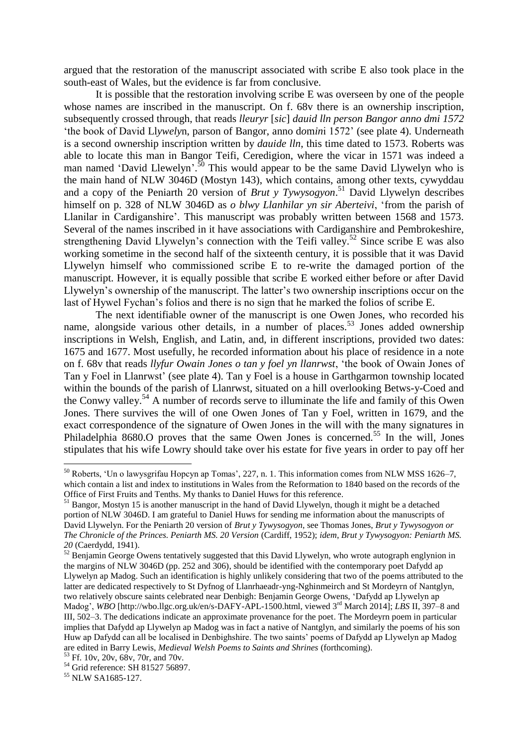argued that the restoration of the manuscript associated with scribe E also took place in the south-east of Wales, but the evidence is far from conclusive.

It is possible that the restoration involving scribe E was overseen by one of the people whose names are inscribed in the manuscript. On f. 68v there is an ownership inscription, subsequently crossed through, that reads *lleuryr* [*sic*] *dauid lln person Bangor anno dmi 1572* 'the book of David Ll*ywely*n, parson of Bangor, anno d*omi*n*i* 1572' (see plate 4). Underneath is a second ownership inscription written by *dauide lln*, this time dated to 1573. Roberts was able to locate this man in Bangor Teifi, Ceredigion, where the vicar in 1571 was indeed a man named 'David Llewelyn'.[50] This would appear to be the same David Llywelyn who is the main hand of NLW 3046D (Mostyn 143), which contains, among other texts, cywyddau and a copy of the Peniarth 20 version of *Brut y Tywysogyon*.[51] David Llywelyn describes himself on p. 328 of NLW 3046D as *o blwy Llanhilar yn sir Aberteivi*, 'from the parish of Llanilar in Cardiganshire'. This manuscript was probably written between 1568 and 1573. Several of the names inscribed in it have associations with Cardiganshire and Pembrokeshire, strengthening David Llywelyn's connection with the Teifi valley.[52] Since scribe E was also working sometime in the second half of the sixteenth century, it is possible that it was David Llywelyn himself who commissioned scribe E to re-write the damaged portion of the manuscript. However, it is equally possible that scribe E worked either before or after David Llywelyn's ownership of the manuscript. The latter's two ownership inscriptions occur on the last of Hywel Fychan's folios and there is no sign that he marked the folios of scribe E.

The next identifiable owner of the manuscript is one Owen Jones, who recorded his name, alongside various other details, in a number of places.[53] Jones added ownership inscriptions in Welsh, English, and Latin, and, in different inscriptions, provided two dates: 1675 and 1677. Most usefully, he recorded information about his place of residence in a note on f. 68v that reads *llyfur Owain Jones o tan y foel yn llanrwst*, 'the book of Owain Jones of Tan y Foel in Llanrwst' (see plate 4). Tan y Foel is a house in Garthgarmon township located within the bounds of the parish of Llanrwst, situated on a hill overlooking Betws-y-Coed and the Conwy valley.[54] A number of records serve to illuminate the life and family of this Owen Jones. There survives the will of one Owen Jones of Tan y Foel, written in 1679, and the exact correspondence of the signature of Owen Jones in the will with the many signatures in Philadelphia 8680.O proves that the same Owen Jones is concerned.[55] In the will, Jones stipulates that his wife Lowry should take over his estate for five years in order to pay off her

---

[50] Roberts, 'Un o lawysgrifau Hopcyn ap Tomas', 227, n. 1. This information comes from NLW MSS 1626–7, which contain a list and index to institutions in Wales from the Reformation to 1840 based on the records of the Office of First Fruits and Tenths. My thanks to Daniel Huws for this reference.

[51] Bangor, Mostyn 15 is another manuscript in the hand of David Llywelyn, though it might be a detached portion of NLW 3046D. I am grateful to Daniel Huws for sending me information about the manuscripts of David Llywelyn. For the Peniarth 20 version of *Brut y Tywysogyon*, see Thomas Jones, *Brut y Tywysogyon or The Chronicle of the Princes. Peniarth MS. 20 Version* (Cardiff, 1952); *idem*, *Brut y Tywysogyon: Peniarth MS. 20* (Caerdydd, 1941).

[52] Benjamin George Owens tentatively suggested that this David Llywelyn, who wrote autograph englynion in the margins of NLW 3046D (pp. 252 and 306), should be identified with the contemporary poet Dafydd ap Llywelyn ap Madog. Such an identification is highly unlikely considering that two of the poems attributed to the latter are dedicated respectively to St Dyfnog of Llanrhaeadr-yng-Nghinmeirch and St Mordeyrn of Nantglyn, two relatively obscure saints celebrated near Denbigh: Benjamin George Owens, 'Dafydd ap Llywelyn ap Madog', *WBO* [http://wbo.llgc.org.uk/en/s-DAFY-APL-1500.html, viewed 3rd March 2014]; *LBS* II, 397–8 and III, 502–3. The dedications indicate an approximate provenance for the poet. The Mordeyrn poem in particular implies that Dafydd ap Llywelyn ap Madog was in fact a native of Nantglyn, and similarly the poems of his son Huw ap Dafydd can all be localised in Denbighshire. The two saints' poems of Dafydd ap Llywelyn ap Madog are edited in Barry Lewis, *Medieval Welsh Poems to Saints and Shrines* (forthcoming).

[53] Ff. 10v, 20v, 68v, 70r, and 70v.

[54] Grid reference: SH 81527 56897.

[55] NLW SA1685-127.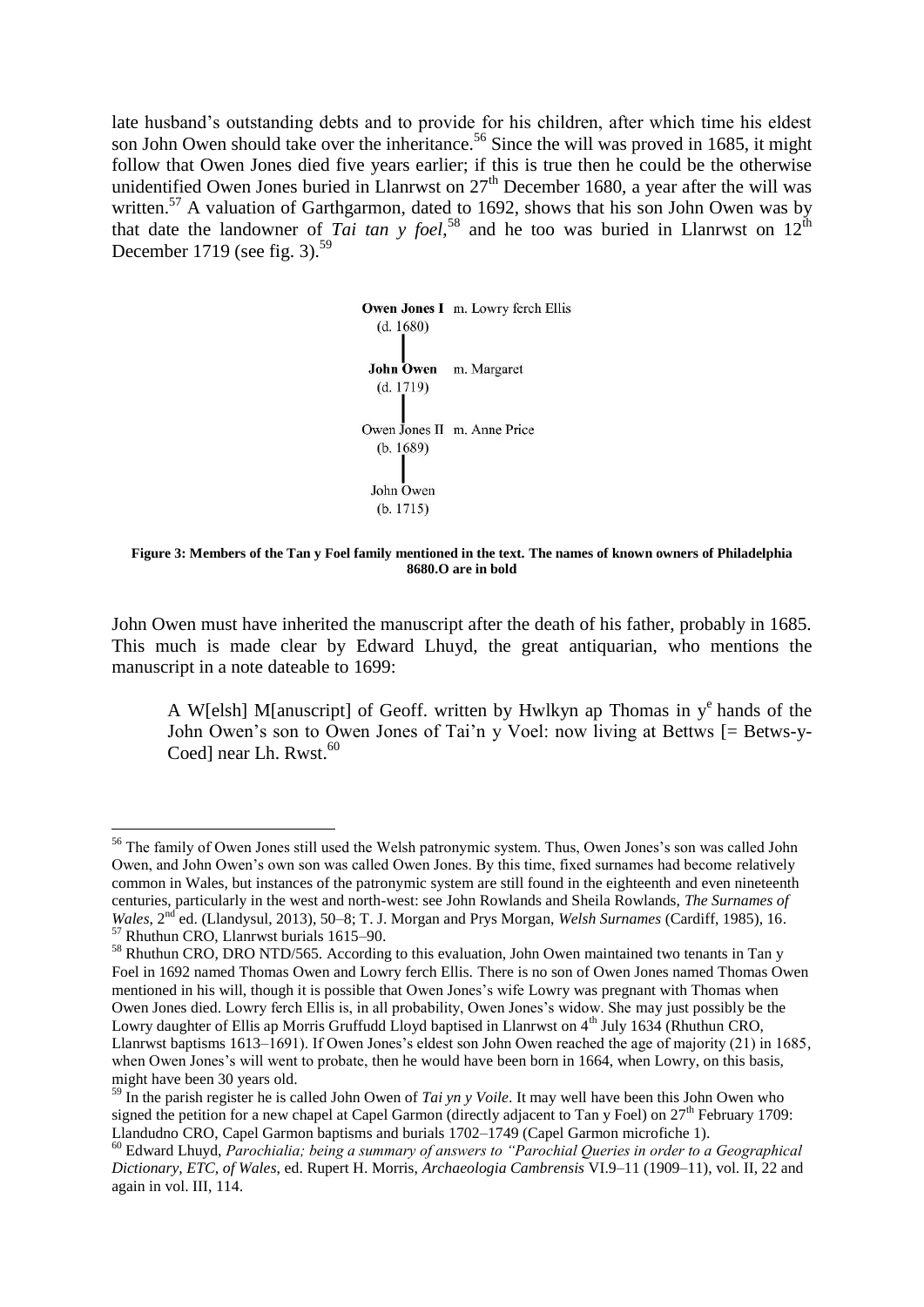late husband's outstanding debts and to provide for his children, after which time his eldest son John Owen should take over the inheritance.[56] Since the will was proved in 1685, it might follow that Owen Jones died five years earlier; if this is true then he could be the otherwise unidentified Owen Jones buried in Llanrwst on 27th December 1680, a year after the will was written.[57] A valuation of Garthgarmon, dated to 1692, shows that his son John Owen was by that date the landowner of *Tai tan y foel*,[58] and he too was buried in Llanrwst on 12th December 1719 (see fig. 3).[59]

**Owen Jones I** m. Lowry ferch Ellis
(d. 1680)

**John Owen** m. Margaret
(d. 1719)

Owen Jones II m. Anne Price
(b. 1689)

John Owen
(b. 1715)

**Figure 3: Members of the Tan y Foel family mentioned in the text. The names of known owners of Philadelphia 8680.O are in bold**

John Owen must have inherited the manuscript after the death of his father, probably in 1685. This much is made clear by Edward Lhuyd, the great antiquarian, who mentions the manuscript in a note dateable to 1699:

> A W[elsh] M[anuscript] of Geoff. written by Hwlkyn ap Thomas in ye hands of the John Owen's son to Owen Jones of Tai'n y Voel: now living at Bettws [= Betws-y-Coed] near Lh. Rwst.[60]

---

[56] The family of Owen Jones still used the Welsh patronymic system. Thus, Owen Jones's son was called John Owen, and John Owen's own son was called Owen Jones. By this time, fixed surnames had become relatively common in Wales, but instances of the patronymic system are still found in the eighteenth and even nineteenth centuries, particularly in the west and north-west: see John Rowlands and Sheila Rowlands, *The Surnames of Wales*, 2nd ed. (Llandysul, 2013), 50–8; T. J. Morgan and Prys Morgan, *Welsh Surnames* (Cardiff, 1985), 16.

[57] Rhuthun CRO, Llanrwst burials 1615–90.

[58] Rhuthun CRO, DRO NTD/565. According to this evaluation, John Owen maintained two tenants in Tan y Foel in 1692 named Thomas Owen and Lowry ferch Ellis. There is no son of Owen Jones named Thomas Owen mentioned in his will, though it is possible that Owen Jones's wife Lowry was pregnant with Thomas when Owen Jones died. Lowry ferch Ellis is, in all probability, Owen Jones's widow. She may just possibly be the Lowry daughter of Ellis ap Morris Gruffudd Lloyd baptised in Llanrwst on 4th July 1634 (Rhuthun CRO, Llanrwst baptisms 1613–1691). If Owen Jones's eldest son John Owen reached the age of majority (21) in 1685, when Owen Jones's will went to probate, then he would have been born in 1664, when Lowry, on this basis, might have been 30 years old.

[59] In the parish register he is called John Owen of *Tai yn y Voile*. It may well have been this John Owen who signed the petition for a new chapel at Capel Garmon (directly adjacent to Tan y Foel) on 27th February 1709: Llandudno CRO, Capel Garmon baptisms and burials 1702–1749 (Capel Garmon microfiche 1).

[60] Edward Lhuyd, *Parochialia; being a summary of answers to "Parochial Queries in order to a Geographical Dictionary, ETC, of Wales*, ed. Rupert H. Morris, *Archaeologia Cambrensis* VI.9–11 (1909–11), vol. II, 22 and again in vol. III, 114.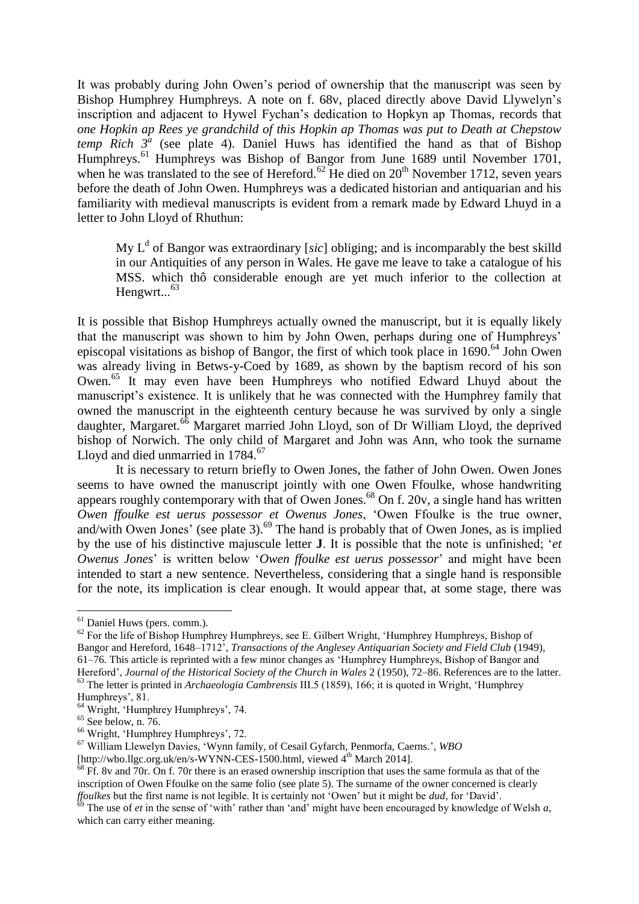It was probably during John Owen's period of ownership that the manuscript was seen by Bishop Humphrey Humphreys. A note on f. 68v, placed directly above David Llywelyn's inscription and adjacent to Hywel Fychan's dedication to Hopkyn ap Thomas, records that *one Hopkin ap Rees ye grandchild of this Hopkin ap Thomas was put to Death at Chepstow temp Rich 3ᵃ* (see plate 4). Daniel Huws has identified the hand as that of Bishop Humphreys.[61] Humphreys was Bishop of Bangor from June 1689 until November 1701, when he was translated to the see of Hereford.[62] He died on 20th November 1712, seven years before the death of John Owen. Humphreys was a dedicated historian and antiquarian and his familiarity with medieval manuscripts is evident from a remark made by Edward Lhuyd in a letter to John Lloyd of Rhuthun:

> My Lᵈ of Bangor was extraordinary [*sic*] obliging; and is incomparably the best skilld in our Antiquities of any person in Wales. He gave me leave to take a catalogue of his MSS. which thô considerable enough are yet much inferior to the collection at Hengwrt...[63]

It is possible that Bishop Humphreys actually owned the manuscript, but it is equally likely that the manuscript was shown to him by John Owen, perhaps during one of Humphreys' episcopal visitations as bishop of Bangor, the first of which took place in 1690.[64] John Owen was already living in Betws-y-Coed by 1689, as shown by the baptism record of his son Owen.[65] It may even have been Humphreys who notified Edward Lhuyd about the manuscript's existence. It is unlikely that he was connected with the Humphrey family that owned the manuscript in the eighteenth century because he was survived by only a single daughter, Margaret.[66] Margaret married John Lloyd, son of Dr William Lloyd, the deprived bishop of Norwich. The only child of Margaret and John was Ann, who took the surname Lloyd and died unmarried in 1784.[67]

It is necessary to return briefly to Owen Jones, the father of John Owen. Owen Jones seems to have owned the manuscript jointly with one Owen Ffoulke, whose handwriting appears roughly contemporary with that of Owen Jones.[68] On f. 20v, a single hand has written *Owen ffoulke est uerus possessor et Owenus Jones*, 'Owen Ffoulke is the true owner, and/with Owen Jones' (see plate 3).[69] The hand is probably that of Owen Jones, as is implied by the use of his distinctive majuscule letter **J**. It is possible that the note is unfinished; '*et Owenus Jones*' is written below '*Owen ffoulke est uerus possessor*' and might have been intended to start a new sentence. Nevertheless, considering that a single hand is responsible for the note, its implication is clear enough. It would appear that, at some stage, there was

---

[61] Daniel Huws (pers. comm.).

[62] For the life of Bishop Humphrey Humphreys, see E. Gilbert Wright, 'Humphrey Humphreys, Bishop of Bangor and Hereford, 1648–1712', *Transactions of the Anglesey Antiquarian Society and Field Club* (1949), 61–76. This article is reprinted with a few minor changes as 'Humphrey Humphreys, Bishop of Bangor and Hereford', *Journal of the Historical Society of the Church in Wales* 2 (1950), 72–86. References are to the latter.

[63] The letter is printed in *Archaeologia Cambrensis* III.5 (1859), 166; it is quoted in Wright, 'Humphrey Humphreys', 81.

[64] Wright, 'Humphrey Humphreys', 74.

[65] See below, n. 76.

[66] Wright, 'Humphrey Humphreys', 72.

[67] William Llewelyn Davies, 'Wynn family, of Cesail Gyfarch, Penmorfa, Caerns.', *WBO* [http://wbo.llgc.org.uk/en/s-WYNN-CES-1500.html, viewed 4th March 2014].

[68] Ff. 8v and 70r. On f. 70r there is an erased ownership inscription that uses the same formula as that of the inscription of Owen Ffoulke on the same folio (see plate 5). The surname of the owner concerned is clearly *ffoulkes* but the first name is not legible. It is certainly not 'Owen' but it might be *dud*, for 'David'.

[69] The use of *et* in the sense of 'with' rather than 'and' might have been encouraged by knowledge of Welsh *a*, which can carry either meaning.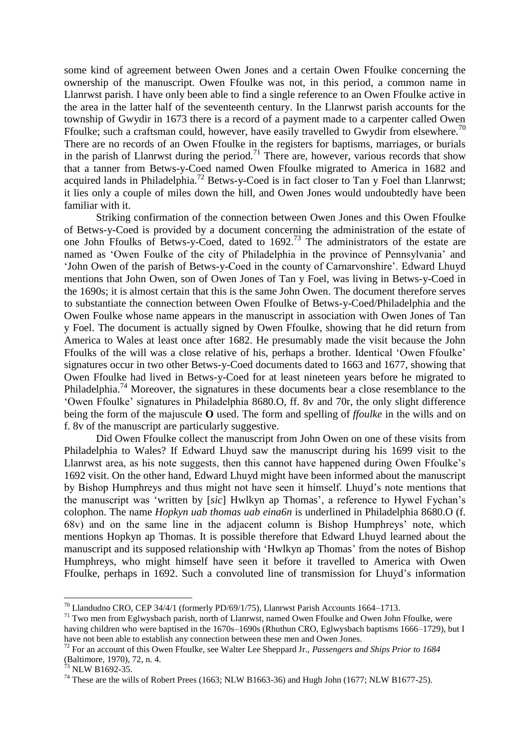some kind of agreement between Owen Jones and a certain Owen Ffoulke concerning the ownership of the manuscript. Owen Ffoulke was not, in this period, a common name in Llanrwst parish. I have only been able to find a single reference to an Owen Ffoulke active in the area in the latter half of the seventeenth century. In the Llanrwst parish accounts for the township of Gwydir in 1673 there is a record of a payment made to a carpenter called Owen Ffoulke; such a craftsman could, however, have easily travelled to Gwydir from elsewhere.[70] There are no records of an Owen Ffoulke in the registers for baptisms, marriages, or burials in the parish of Llanrwst during the period.[71] There are, however, various records that show that a tanner from Betws-y-Coed named Owen Ffoulke migrated to America in 1682 and acquired lands in Philadelphia.[72] Betws-y-Coed is in fact closer to Tan y Foel than Llanrwst; it lies only a couple of miles down the hill, and Owen Jones would undoubtedly have been familiar with it.

Striking confirmation of the connection between Owen Jones and this Owen Ffoulke of Betws-y-Coed is provided by a document concerning the administration of the estate of one John Ffoulks of Betws-y-Coed, dated to 1692.[73] The administrators of the estate are named as 'Owen Foulke of the city of Philadelphia in the province of Pennsylvania' and 'John Owen of the parish of Betws-y-Coed in the county of Carnarvonshire'. Edward Lhuyd mentions that John Owen, son of Owen Jones of Tan y Foel, was living in Betws-y-Coed in the 1690s; it is almost certain that this is the same John Owen. The document therefore serves to substantiate the connection between Owen Ffoulke of Betws-y-Coed/Philadelphia and the Owen Foulke whose name appears in the manuscript in association with Owen Jones of Tan y Foel. The document is actually signed by Owen Ffoulke, showing that he did return from America to Wales at least once after 1682. He presumably made the visit because the John Ffoulks of the will was a close relative of his, perhaps a brother. Identical 'Owen Ffoulke' signatures occur in two other Betws-y-Coed documents dated to 1663 and 1677, showing that Owen Ffoulke had lived in Betws-y-Coed for at least nineteen years before he migrated to Philadelphia.[74] Moreover, the signatures in these documents bear a close resemblance to the 'Owen Ffoulke' signatures in Philadelphia 8680.O, ff. 8v and 70r, the only slight difference being the form of the majuscule **O** used. The form and spelling of *ffoulke* in the wills and on f. 8v of the manuscript are particularly suggestive.

Did Owen Ffoulke collect the manuscript from John Owen on one of these visits from Philadelphia to Wales? If Edward Lhuyd saw the manuscript during his 1699 visit to the Llanrwst area, as his note suggests, then this cannot have happened during Owen Ffoulke's 1692 visit. On the other hand, Edward Lhuyd might have been informed about the manuscript by Bishop Humphreys and thus might not have seen it himself. Lhuyd's note mentions that the manuscript was 'written by [*sic*] Hwlkyn ap Thomas', a reference to Hywel Fychan's colophon. The name *Hopkyn uab thomas uab eina6n* is underlined in Philadelphia 8680.O (f. 68v) and on the same line in the adjacent column is Bishop Humphreys' note, which mentions Hopkyn ap Thomas. It is possible therefore that Edward Lhuyd learned about the manuscript and its supposed relationship with 'Hwlkyn ap Thomas' from the notes of Bishop Humphreys, who might himself have seen it before it travelled to America with Owen Ffoulke, perhaps in 1692. Such a convoluted line of transmission for Lhuyd's information

---

[70] Llandudno CRO, CEP 34/4/1 (formerly PD/69/1/75), Llanrwst Parish Accounts 1664–1713.

[71] Two men from Eglwysbach parish, north of Llanrwst, named Owen Ffoulke and Owen John Ffoulke, were having children who were baptised in the 1670s–1690s (Rhuthun CRO, Eglwysbach baptisms 1666–1729), but I have not been able to establish any connection between these men and Owen Jones.

[72] For an account of this Owen Ffoulke, see Walter Lee Sheppard Jr., *Passengers and Ships Prior to 1684* (Baltimore, 1970), 72, n. 4.

[73] NLW B1692-35.

[74] These are the wills of Robert Prees (1663; NLW B1663-36) and Hugh John (1677; NLW B1677-25).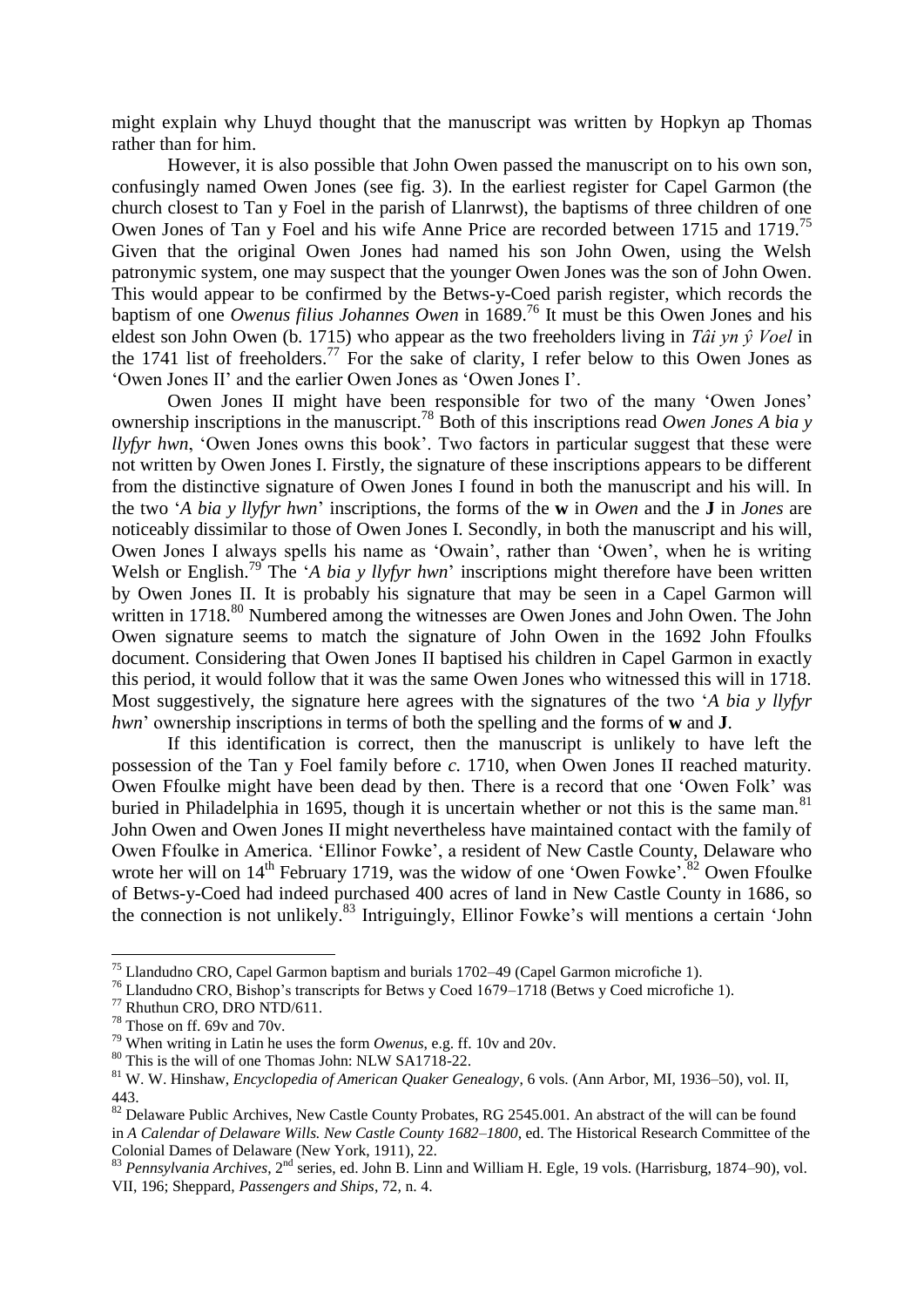might explain why Lhuyd thought that the manuscript was written by Hopkyn ap Thomas rather than for him.

However, it is also possible that John Owen passed the manuscript on to his own son, confusingly named Owen Jones (see fig. 3). In the earliest register for Capel Garmon (the church closest to Tan y Foel in the parish of Llanrwst), the baptisms of three children of one Owen Jones of Tan y Foel and his wife Anne Price are recorded between 1715 and 1719.[75] Given that the original Owen Jones had named his son John Owen, using the Welsh patronymic system, one may suspect that the younger Owen Jones was the son of John Owen. This would appear to be confirmed by the Betws-y-Coed parish register, which records the baptism of one *Owenus filius Johannes Owen* in 1689.[76] It must be this Owen Jones and his eldest son John Owen (b. 1715) who appear as the two freeholders living in *Tâi yn ŷ Voel* in the 1741 list of freeholders.[77] For the sake of clarity, I refer below to this Owen Jones as 'Owen Jones II' and the earlier Owen Jones as 'Owen Jones I'.

Owen Jones II might have been responsible for two of the many 'Owen Jones' ownership inscriptions in the manuscript.[78] Both of this inscriptions read *Owen Jones A bia y llyfyr hwn*, 'Owen Jones owns this book'. Two factors in particular suggest that these were not written by Owen Jones I. Firstly, the signature of these inscriptions appears to be different from the distinctive signature of Owen Jones I found in both the manuscript and his will. In the two '*A bia y llyfyr hwn*' inscriptions, the forms of the **w** in *Owen* and the **J** in *Jones* are noticeably dissimilar to those of Owen Jones I. Secondly, in both the manuscript and his will, Owen Jones I always spells his name as 'Owain', rather than 'Owen', when he is writing Welsh or English.[79] The '*A bia y llyfyr hwn*' inscriptions might therefore have been written by Owen Jones II. It is probably his signature that may be seen in a Capel Garmon will written in 1718.[80] Numbered among the witnesses are Owen Jones and John Owen. The John Owen signature seems to match the signature of John Owen in the 1692 John Ffoulks document. Considering that Owen Jones II baptised his children in Capel Garmon in exactly this period, it would follow that it was the same Owen Jones who witnessed this will in 1718. Most suggestively, the signature here agrees with the signatures of the two '*A bia y llyfyr hwn*' ownership inscriptions in terms of both the spelling and the forms of **w** and **J**.

If this identification is correct, then the manuscript is unlikely to have left the possession of the Tan y Foel family before *c.* 1710, when Owen Jones II reached maturity. Owen Ffoulke might have been dead by then. There is a record that one 'Owen Folk' was buried in Philadelphia in 1695, though it is uncertain whether or not this is the same man.[81] John Owen and Owen Jones II might nevertheless have maintained contact with the family of Owen Ffoulke in America. 'Ellinor Fowke', a resident of New Castle County, Delaware who wrote her will on 14th February 1719, was the widow of one 'Owen Fowke'.[82] Owen Ffoulke of Betws-y-Coed had indeed purchased 400 acres of land in New Castle County in 1686, so the connection is not unlikely.[83] Intriguingly, Ellinor Fowke's will mentions a certain 'John

---

[75] Llandudno CRO, Capel Garmon baptism and burials 1702–49 (Capel Garmon microfiche 1).

[76] Llandudno CRO, Bishop's transcripts for Betws y Coed 1679–1718 (Betws y Coed microfiche 1).

[77] Rhuthun CRO, DRO NTD/611.

[78] Those on ff. 69v and 70v.

[79] When writing in Latin he uses the form *Owenus*, e.g. ff. 10v and 20v.

[80] This is the will of one Thomas John: NLW SA1718-22.

[81] W. W. Hinshaw, *Encyclopedia of American Quaker Genealogy*, 6 vols. (Ann Arbor, MI, 1936–50), vol. II, 443.

[82] Delaware Public Archives, New Castle County Probates, RG 2545.001. An abstract of the will can be found in *A Calendar of Delaware Wills. New Castle County 1682–1800*, ed. The Historical Research Committee of the Colonial Dames of Delaware (New York, 1911), 22.

[83] *Pennsylvania Archives*, 2nd series, ed. John B. Linn and William H. Egle, 19 vols. (Harrisburg, 1874–90), vol. VII, 196; Sheppard, *Passengers and Ships*, 72, n. 4.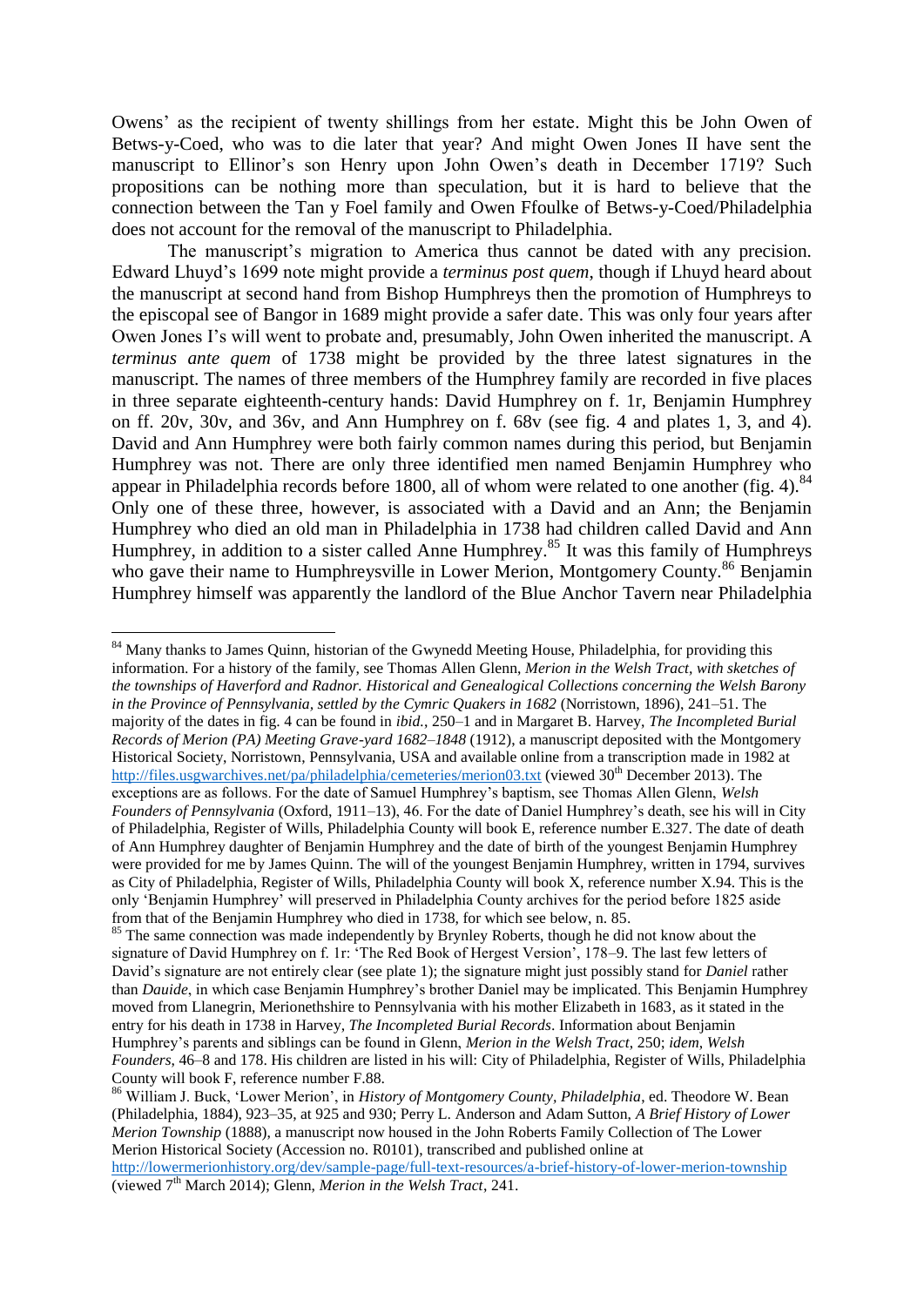Owens' as the recipient of twenty shillings from her estate. Might this be John Owen of Betws-y-Coed, who was to die later that year? And might Owen Jones II have sent the manuscript to Ellinor's son Henry upon John Owen's death in December 1719? Such propositions can be nothing more than speculation, but it is hard to believe that the connection between the Tan y Foel family and Owen Ffoulke of Betws-y-Coed/Philadelphia does not account for the removal of the manuscript to Philadelphia.

The manuscript's migration to America thus cannot be dated with any precision. Edward Lhuyd's 1699 note might provide a *terminus post quem*, though if Lhuyd heard about the manuscript at second hand from Bishop Humphreys then the promotion of Humphreys to the episcopal see of Bangor in 1689 might provide a safer date. This was only four years after Owen Jones I's will went to probate and, presumably, John Owen inherited the manuscript. A *terminus ante quem* of 1738 might be provided by the three latest signatures in the manuscript. The names of three members of the Humphrey family are recorded in five places in three separate eighteenth-century hands: David Humphrey on f. 1r, Benjamin Humphrey on ff. 20v, 30v, and 36v, and Ann Humphrey on f. 68v (see fig. 4 and plates 1, 3, and 4). David and Ann Humphrey were both fairly common names during this period, but Benjamin Humphrey was not. There are only three identified men named Benjamin Humphrey who appear in Philadelphia records before 1800, all of whom were related to one another (fig. 4).[84] Only one of these three, however, is associated with a David and an Ann; the Benjamin Humphrey who died an old man in Philadelphia in 1738 had children called David and Ann Humphrey, in addition to a sister called Anne Humphrey.[85] It was this family of Humphreys who gave their name to Humphreysville in Lower Merion, Montgomery County.[86] Benjamin Humphrey himself was apparently the landlord of the Blue Anchor Tavern near Philadelphia

---

[84] Many thanks to James Quinn, historian of the Gwynedd Meeting House, Philadelphia, for providing this information. For a history of the family, see Thomas Allen Glenn, *Merion in the Welsh Tract, with sketches of the townships of Haverford and Radnor. Historical and Genealogical Collections concerning the Welsh Barony in the Province of Pennsylvania, settled by the Cymric Quakers in 1682* (Norristown, 1896), 241–51. The majority of the dates in fig. 4 can be found in *ibid.*, 250–1 and in Margaret B. Harvey, *The Incompleted Burial Records of Merion (PA) Meeting Grave-yard 1682–1848* (1912), a manuscript deposited with the Montgomery Historical Society, Norristown, Pennsylvania, USA and available online from a transcription made in 1982 at http://files.usgwarchives.net/pa/philadelphia/cemeteries/merion03.txt (viewed 30th December 2013). The exceptions are as follows. For the date of Samuel Humphrey's baptism, see Thomas Allen Glenn, *Welsh Founders of Pennsylvania* (Oxford, 1911–13), 46. For the date of Daniel Humphrey's death, see his will in City of Philadelphia, Register of Wills, Philadelphia County will book E, reference number E.327. The date of death of Ann Humphrey daughter of Benjamin Humphrey and the date of birth of the youngest Benjamin Humphrey were provided for me by James Quinn. The will of the youngest Benjamin Humphrey, written in 1794, survives as City of Philadelphia, Register of Wills, Philadelphia County will book X, reference number X.94. This is the only 'Benjamin Humphrey' will preserved in Philadelphia County archives for the period before 1825 aside from that of the Benjamin Humphrey who died in 1738, for which see below, n. 85.

[85] The same connection was made independently by Brynley Roberts, though he did not know about the signature of David Humphrey on f. 1r: 'The Red Book of Hergest Version', 178–9. The last few letters of David's signature are not entirely clear (see plate 1); the signature might just possibly stand for *Daniel* rather than *Dauide*, in which case Benjamin Humphrey's brother Daniel may be implicated. This Benjamin Humphrey moved from Llanegrin, Merionethshire to Pennsylvania with his mother Elizabeth in 1683, as it stated in the entry for his death in 1738 in Harvey, *The Incompleted Burial Records*. Information about Benjamin Humphrey's parents and siblings can be found in Glenn, *Merion in the Welsh Tract*, 250; *idem*, *Welsh Founders*, 46–8 and 178. His children are listed in his will: City of Philadelphia, Register of Wills, Philadelphia County will book F, reference number F.88.

[86] William J. Buck, 'Lower Merion', in *History of Montgomery County, Philadelphia*, ed. Theodore W. Bean (Philadelphia, 1884), 923–35, at 925 and 930; Perry L. Anderson and Adam Sutton, *A Brief History of Lower Merion Township* (1888), a manuscript now housed in the John Roberts Family Collection of The Lower Merion Historical Society (Accession no. R0101), transcribed and published online at http://lowermerionhistory.org/dev/sample-page/full-text-resources/a-brief-history-of-lower-merion-township (viewed 7th March 2014); Glenn, *Merion in the Welsh Tract*, 241.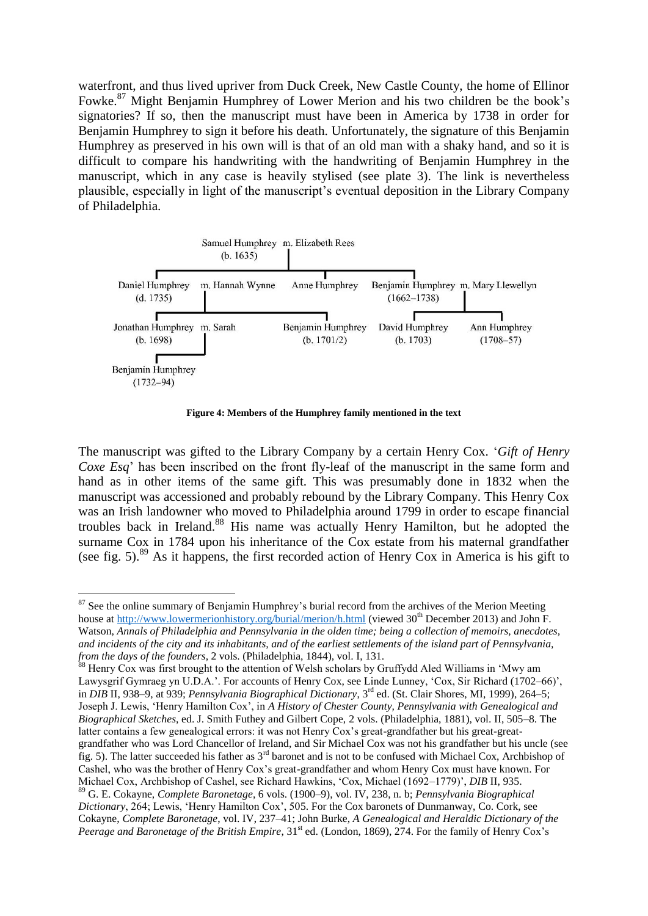waterfront, and thus lived upriver from Duck Creek, New Castle County, the home of Ellinor Fowke.[87] Might Benjamin Humphrey of Lower Merion and his two children be the book's signatories? If so, then the manuscript must have been in America by 1738 in order for Benjamin Humphrey to sign it before his death. Unfortunately, the signature of this Benjamin Humphrey as preserved in his own will is that of an old man with a shaky hand, and so it is difficult to compare his handwriting with the handwriting of Benjamin Humphrey in the manuscript, which in any case is heavily stylised (see plate 3). The link is nevertheless plausible, especially in light of the manuscript's eventual deposition in the Library Company of Philadelphia.

```
                      Samuel Humphrey  m. Elizabeth Rees
                         (b. 1635)
                                 |
      ---------------------------------------------------------------
      |                             |                               |
Daniel Humphrey  m. Hannah Wynne   Anne Humphrey   Benjamin Humphrey  m. Mary Llewellyn
   (d. 1735)                                          (1662–1738)
                 |                                                   |
      ------------------------------                  ---------------------------
      |                            |                  |                         |
Jonathan Humphrey  m. Sarah   Benjamin Humphrey   David Humphrey        Ann Humphrey
   (b. 1698)                     (b. 1701/2)         (b. 1703)            (1708–57)
                   |
Benjamin Humphrey
   (1732–94)
```

**Figure 4: Members of the Humphrey family mentioned in the text**

The manuscript was gifted to the Library Company by a certain Henry Cox. '*Gift of Henry Coxe Esq*' has been inscribed on the front fly-leaf of the manuscript in the same form and hand as in other items of the same gift. This was presumably done in 1832 when the manuscript was accessioned and probably rebound by the Library Company. This Henry Cox was an Irish landowner who moved to Philadelphia around 1799 in order to escape financial troubles back in Ireland.[88] His name was actually Henry Hamilton, but he adopted the surname Cox in 1784 upon his inheritance of the Cox estate from his maternal grandfather (see fig. 5).[89] As it happens, the first recorded action of Henry Cox in America is his gift to

---

[87] See the online summary of Benjamin Humphrey's burial record from the archives of the Merion Meeting house at http://www.lowermerionhistory.org/burial/merion/h.html (viewed 30th December 2013) and John F. Watson, *Annals of Philadelphia and Pennsylvania in the olden time; being a collection of memoirs, anecdotes, and incidents of the city and its inhabitants, and of the earliest settlements of the island part of Pennsylvania, from the days of the founders*, 2 vols. (Philadelphia, 1844), vol. I, 131.

[88] Henry Cox was first brought to the attention of Welsh scholars by Gruffydd Aled Williams in 'Mwy am Lawysgrif Gymraeg yn U.D.A.'. For accounts of Henry Cox, see Linde Lunney, 'Cox, Sir Richard (1702–66)', in *DIB* II, 938–9, at 939; *Pennsylvania Biographical Dictionary*, 3rd ed. (St. Clair Shores, MI, 1999), 264–5; Joseph J. Lewis, 'Henry Hamilton Cox', in *A History of Chester County, Pennsylvania with Genealogical and Biographical Sketches*, ed. J. Smith Futhey and Gilbert Cope, 2 vols. (Philadelphia, 1881), vol. II, 505–8. The latter contains a few genealogical errors: it was not Henry Cox's great-grandfather but his great-great-grandfather who was Lord Chancellor of Ireland, and Sir Michael Cox was not his grandfather but his uncle (see fig. 5). The latter succeeded his father as 3rd baronet and is not to be confused with Michael Cox, Archbishop of Cashel, who was the brother of Henry Cox's great-grandfather and whom Henry Cox must have known. For Michael Cox, Archbishop of Cashel, see Richard Hawkins, 'Cox, Michael (1692–1779)', *DIB* II, 935.

[89] G. E. Cokayne, *Complete Baronetage*, 6 vols. (1900–9), vol. IV, 238, n. b; *Pennsylvania Biographical Dictionary*, 264; Lewis, 'Henry Hamilton Cox', 505. For the Cox baronets of Dunmanway, Co. Cork, see Cokayne, *Complete Baronetage*, vol. IV, 237–41; John Burke, *A Genealogical and Heraldic Dictionary of the Peerage and Baronetage of the British Empire*, 31st ed. (London, 1869), 274. For the family of Henry Cox's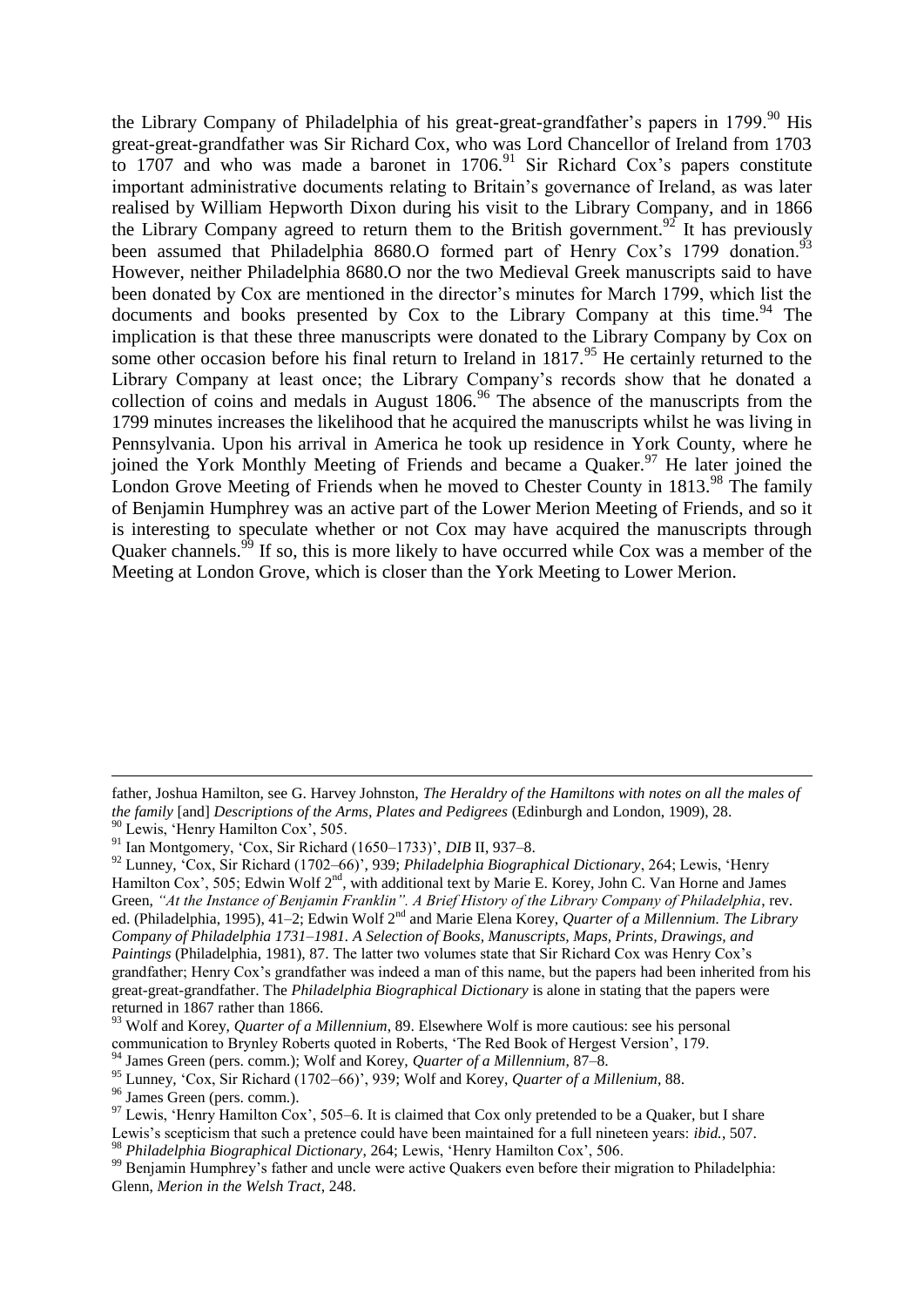the Library Company of Philadelphia of his great-great-grandfather's papers in 1799.[90] His great-great-grandfather was Sir Richard Cox, who was Lord Chancellor of Ireland from 1703 to 1707 and who was made a baronet in 1706.[91] Sir Richard Cox's papers constitute important administrative documents relating to Britain's governance of Ireland, as was later realised by William Hepworth Dixon during his visit to the Library Company, and in 1866 the Library Company agreed to return them to the British government.[92] It has previously been assumed that Philadelphia 8680.O formed part of Henry Cox's 1799 donation.[93] However, neither Philadelphia 8680.O nor the two Medieval Greek manuscripts said to have been donated by Cox are mentioned in the director's minutes for March 1799, which list the documents and books presented by Cox to the Library Company at this time.[94] The implication is that these three manuscripts were donated to the Library Company by Cox on some other occasion before his final return to Ireland in 1817.[95] He certainly returned to the Library Company at least once; the Library Company's records show that he donated a collection of coins and medals in August 1806.[96] The absence of the manuscripts from the 1799 minutes increases the likelihood that he acquired the manuscripts whilst he was living in Pennsylvania. Upon his arrival in America he took up residence in York County, where he joined the York Monthly Meeting of Friends and became a Quaker.[97] He later joined the London Grove Meeting of Friends when he moved to Chester County in 1813.[98] The family of Benjamin Humphrey was an active part of the Lower Merion Meeting of Friends, and so it is interesting to speculate whether or not Cox may have acquired the manuscripts through Quaker channels.[99] If so, this is more likely to have occurred while Cox was a member of the Meeting at London Grove, which is closer than the York Meeting to Lower Merion.

---

father, Joshua Hamilton, see G. Harvey Johnston, *The Heraldry of the Hamiltons with notes on all the males of the family* [and] *Descriptions of the Arms, Plates and Pedigrees* (Edinburgh and London, 1909), 28.

[90] Lewis, 'Henry Hamilton Cox', 505.

[91] Ian Montgomery, 'Cox, Sir Richard (1650–1733)', *DIB* II, 937–8.

[92] Lunney, 'Cox, Sir Richard (1702–66)', 939; *Philadelphia Biographical Dictionary*, 264; Lewis, 'Henry Hamilton Cox', 505; Edwin Wolf 2nd, with additional text by Marie E. Korey, John C. Van Horne and James Green, *"At the Instance of Benjamin Franklin". A Brief History of the Library Company of Philadelphia*, rev. ed. (Philadelphia, 1995), 41–2; Edwin Wolf 2nd and Marie Elena Korey, *Quarter of a Millennium. The Library Company of Philadelphia 1731–1981. A Selection of Books, Manuscripts, Maps, Prints, Drawings, and Paintings* (Philadelphia, 1981), 87. The latter two volumes state that Sir Richard Cox was Henry Cox's grandfather; Henry Cox's grandfather was indeed a man of this name, but the papers had been inherited from his great-great-grandfather. The *Philadelphia Biographical Dictionary* is alone in stating that the papers were returned in 1867 rather than 1866.

[93] Wolf and Korey, *Quarter of a Millennium*, 89. Elsewhere Wolf is more cautious: see his personal communication to Brynley Roberts quoted in Roberts, 'The Red Book of Hergest Version', 179.

[94] James Green (pers. comm.); Wolf and Korey, *Quarter of a Millennium*, 87–8.

[95] Lunney, 'Cox, Sir Richard (1702–66)', 939; Wolf and Korey, *Quarter of a Millenium*, 88.

[96] James Green (pers. comm.).

[97] Lewis, 'Henry Hamilton Cox', 505–6. It is claimed that Cox only pretended to be a Quaker, but I share Lewis's scepticism that such a pretence could have been maintained for a full nineteen years: *ibid.*, 507.

[98] *Philadelphia Biographical Dictionary*, 264; Lewis, 'Henry Hamilton Cox', 506.

[99] Benjamin Humphrey's father and uncle were active Quakers even before their migration to Philadelphia: Glenn, *Merion in the Welsh Tract*, 248.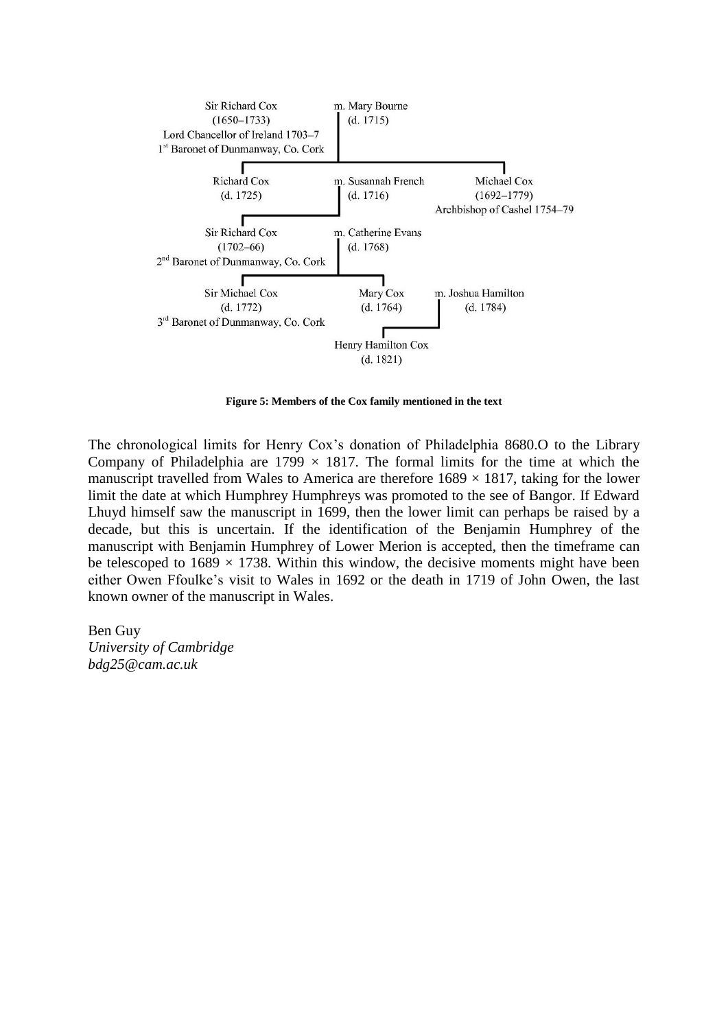Sir Richard Cox (1650–1733), Lord Chancellor of Ireland 1703–7, 1st Baronet of Dunmanway, Co. Cork — m. Mary Bourne (d. 1715)

- Richard Cox (d. 1725) — m. Susannah French (d. 1716)
  - Sir Richard Cox (1702–66), 2nd Baronet of Dunmanway, Co. Cork — m. Catherine Evans (d. 1768)
    - Sir Michael Cox (d. 1772), 3rd Baronet of Dunmanway, Co. Cork
    - Mary Cox (d. 1764) — m. Joshua Hamilton (d. 1784)
      - Henry Hamilton Cox (d. 1821)
- Michael Cox (1692–1779), Archbishop of Cashel 1754–79

**Figure 5: Members of the Cox family mentioned in the text**

The chronological limits for Henry Cox's donation of Philadelphia 8680.O to the Library Company of Philadelphia are 1799 × 1817. The formal limits for the time at which the manuscript travelled from Wales to America are therefore 1689 × 1817, taking for the lower limit the date at which Humphrey Humphreys was promoted to the see of Bangor. If Edward Lhuyd himself saw the manuscript in 1699, then the lower limit can perhaps be raised by a decade, but this is uncertain. If the identification of the Benjamin Humphrey of the manuscript with Benjamin Humphrey of Lower Merion is accepted, then the timeframe can be telescoped to 1689 × 1738. Within this window, the decisive moments might have been either Owen Ffoulke's visit to Wales in 1692 or the death in 1719 of John Owen, the last known owner of the manuscript in Wales.

Ben Guy
*University of Cambridge*
*bdg25@cam.ac.uk*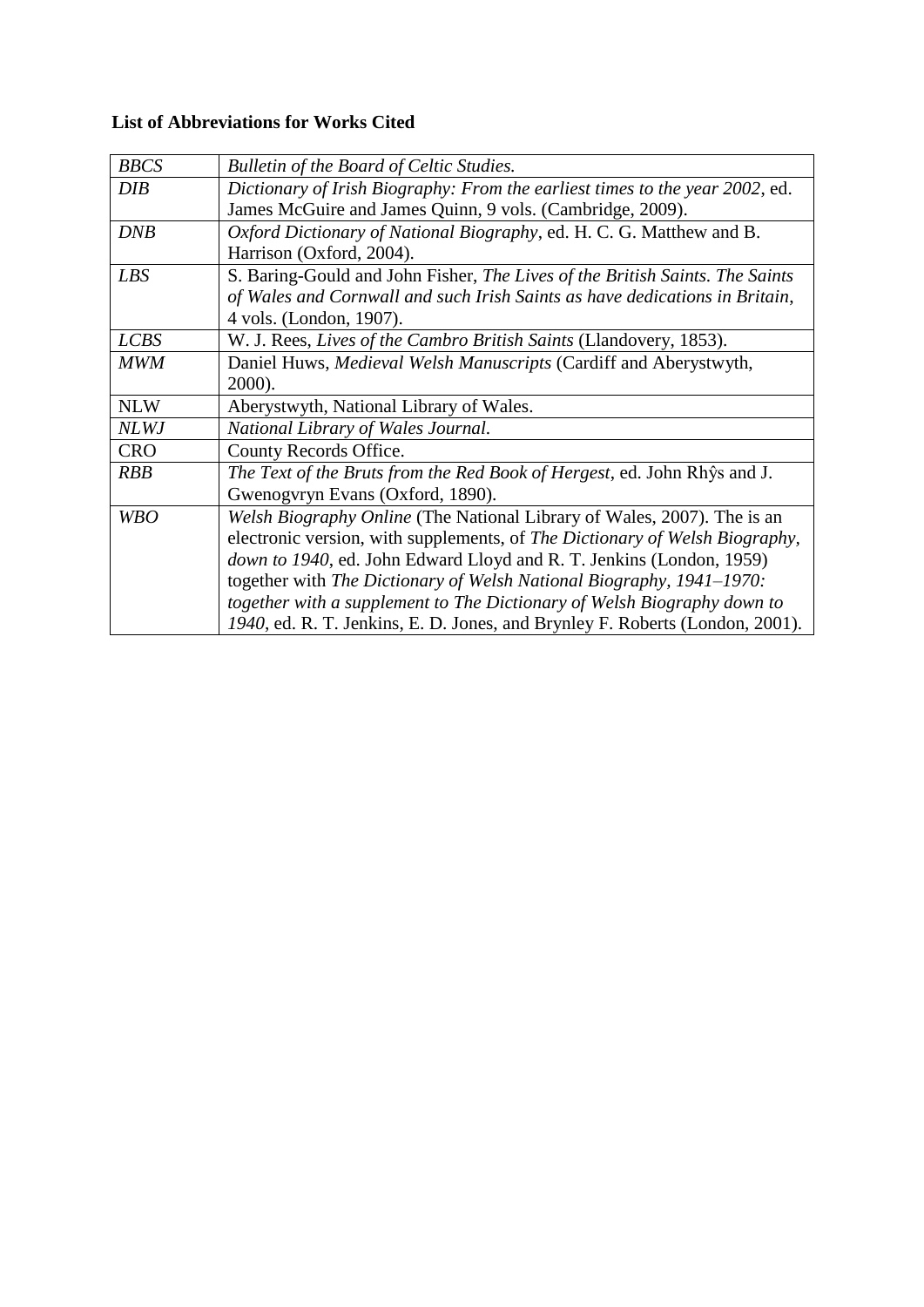**List of Abbreviations for Works Cited**

| | |
|---|---|
| *BBCS* | *Bulletin of the Board of Celtic Studies.* |
| *DIB* | *Dictionary of Irish Biography: From the earliest times to the year 2002*, ed. James McGuire and James Quinn, 9 vols. (Cambridge, 2009). |
| *DNB* | *Oxford Dictionary of National Biography*, ed. H. C. G. Matthew and B. Harrison (Oxford, 2004). |
| *LBS* | S. Baring-Gould and John Fisher, *The Lives of the British Saints. The Saints of Wales and Cornwall and such Irish Saints as have dedications in Britain*, 4 vols. (London, 1907). |
| *LCBS* | W. J. Rees, *Lives of the Cambro British Saints* (Llandovery, 1853). |
| *MWM* | Daniel Huws, *Medieval Welsh Manuscripts* (Cardiff and Aberystwyth, 2000). |
| NLW | Aberystwyth, National Library of Wales. |
| *NLWJ* | *National Library of Wales Journal.* |
| CRO | County Records Office. |
| *RBB* | *The Text of the Bruts from the Red Book of Hergest*, ed. John Rhŷs and J. Gwenogvryn Evans (Oxford, 1890). |
| *WBO* | *Welsh Biography Online* (The National Library of Wales, 2007). The is an electronic version, with supplements, of *The Dictionary of Welsh Biography, down to 1940*, ed. John Edward Lloyd and R. T. Jenkins (London, 1959) together with *The Dictionary of Welsh National Biography, 1941–1970: together with a supplement to The Dictionary of Welsh Biography down to 1940*, ed. R. T. Jenkins, E. D. Jones, and Brynley F. Roberts (London, 2001). |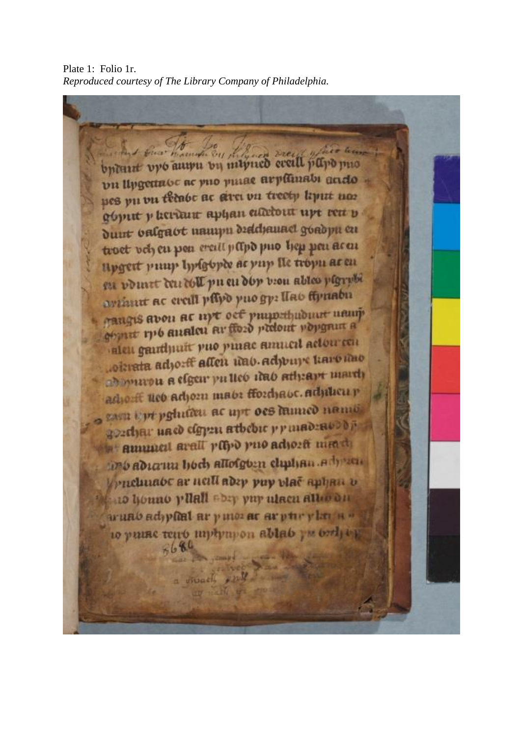Plate 1: Folio 1r.

*Reproduced courtesy of The Library Company of Philadelphia.*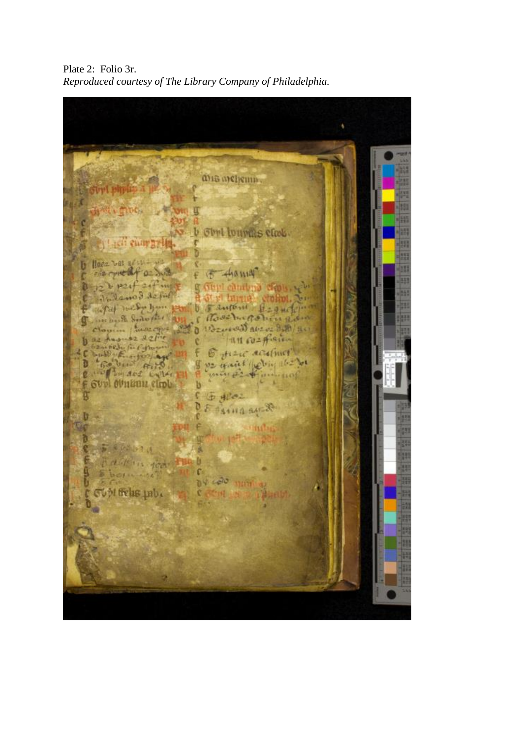Plate 2: Folio 3r.
*Reproduced courtesy of The Library Company of Philadelphia.*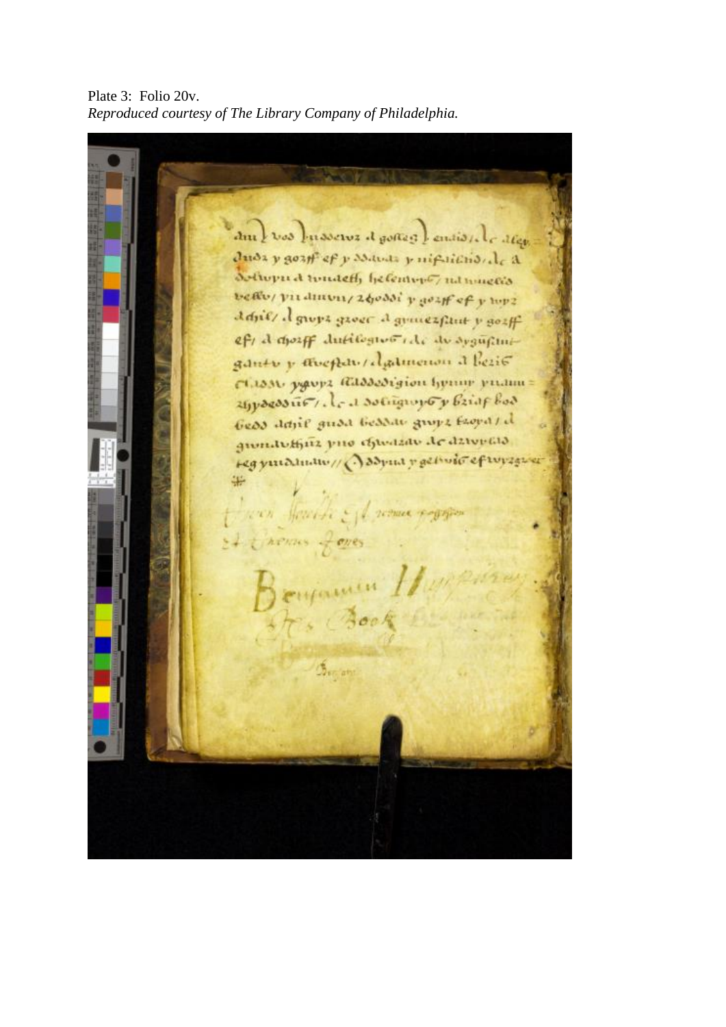Plate 3: Folio 20v.
*Reproduced courtesy of The Library Company of Philadelphia.*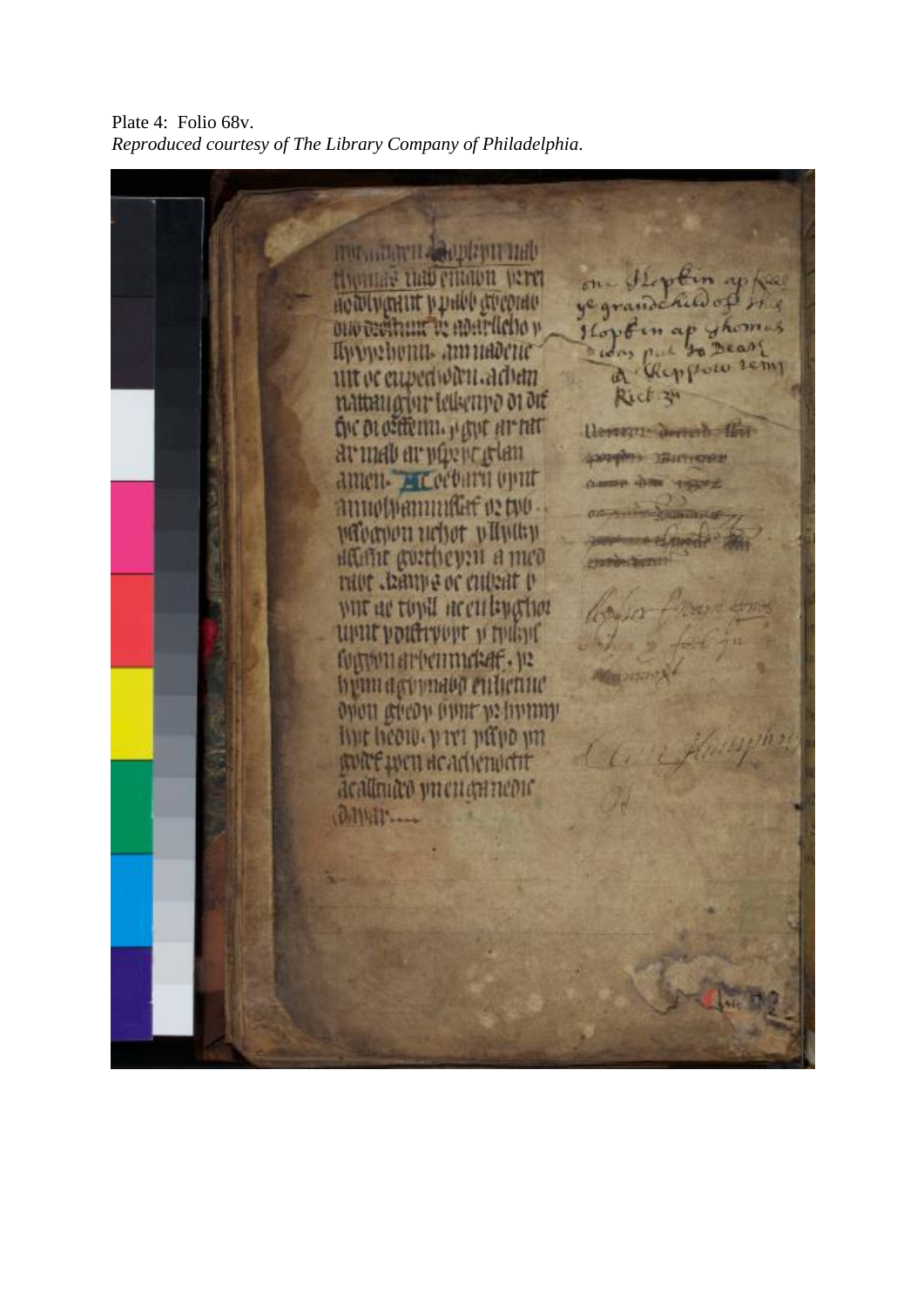Plate 4: Folio 68v.

*Reproduced courtesy of The Library Company of Philadelphia.*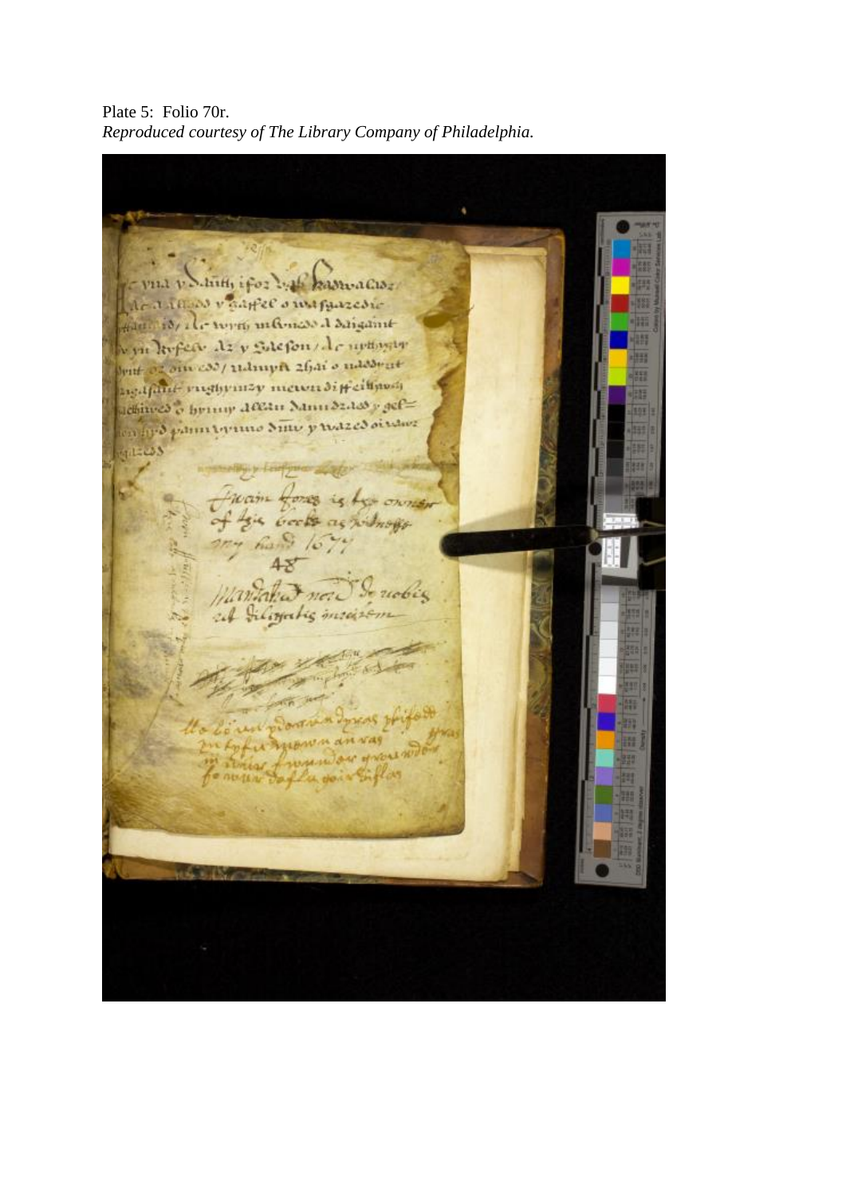Plate 5: Folio 70r.

*Reproduced courtesy of The Library Company of Philadelphia.*